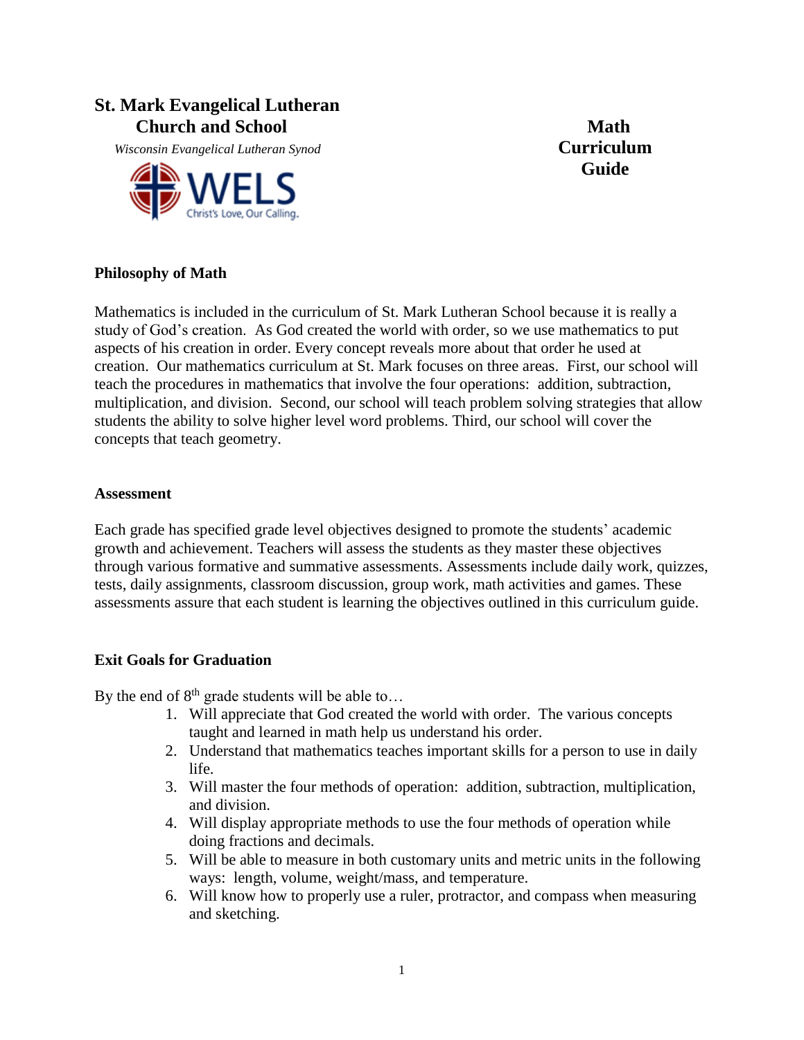# St. Mark Evangelical Lutheran Church and School

*Wisconsin Evangelical Lutheran Synod*

WELS
Christ's Love, Our Calling.

**Math Curriculum Guide**

## Philosophy of Math

Mathematics is included in the curriculum of St. Mark Lutheran School because it is really a study of God's creation. As God created the world with order, so we use mathematics to put aspects of his creation in order. Every concept reveals more about that order he used at creation. Our mathematics curriculum at St. Mark focuses on three areas. First, our school will teach the procedures in mathematics that involve the four operations: addition, subtraction, multiplication, and division. Second, our school will teach problem solving strategies that allow students the ability to solve higher level word problems. Third, our school will cover the concepts that teach geometry.

## Assessment

Each grade has specified grade level objectives designed to promote the students' academic growth and achievement. Teachers will assess the students as they master these objectives through various formative and summative assessments. Assessments include daily work, quizzes, tests, daily assignments, classroom discussion, group work, math activities and games. These assessments assure that each student is learning the objectives outlined in this curriculum guide.

## Exit Goals for Graduation

By the end of 8th grade students will be able to…

1. Will appreciate that God created the world with order. The various concepts taught and learned in math help us understand his order.
2. Understand that mathematics teaches important skills for a person to use in daily life.
3. Will master the four methods of operation: addition, subtraction, multiplication, and division.
4. Will display appropriate methods to use the four methods of operation while doing fractions and decimals.
5. Will be able to measure in both customary units and metric units in the following ways: length, volume, weight/mass, and temperature.
6. Will know how to properly use a ruler, protractor, and compass when measuring and sketching.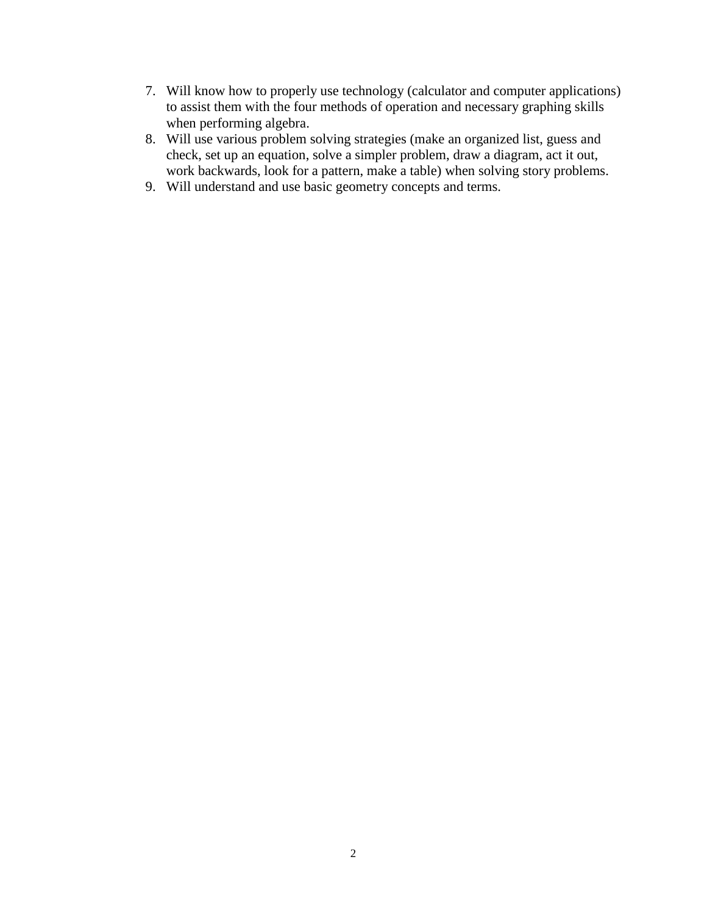7. Will know how to properly use technology (calculator and computer applications) to assist them with the four methods of operation and necessary graphing skills when performing algebra.
8. Will use various problem solving strategies (make an organized list, guess and check, set up an equation, solve a simpler problem, draw a diagram, act it out, work backwards, look for a pattern, make a table) when solving story problems.
9. Will understand and use basic geometry concepts and terms.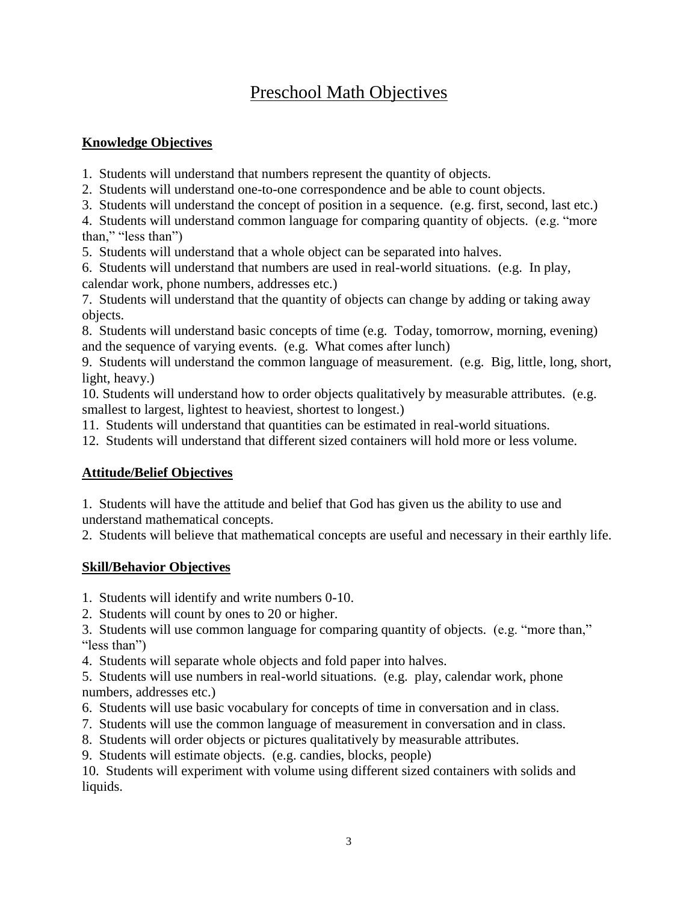# Preschool Math Objectives

**Knowledge Objectives**

1. Students will understand that numbers represent the quantity of objects.
2. Students will understand one-to-one correspondence and be able to count objects.
3. Students will understand the concept of position in a sequence. (e.g. first, second, last etc.)
4. Students will understand common language for comparing quantity of objects. (e.g. "more than," "less than")
5. Students will understand that a whole object can be separated into halves.
6. Students will understand that numbers are used in real-world situations. (e.g. In play, calendar work, phone numbers, addresses etc.)
7. Students will understand that the quantity of objects can change by adding or taking away objects.
8. Students will understand basic concepts of time (e.g. Today, tomorrow, morning, evening) and the sequence of varying events. (e.g. What comes after lunch)
9. Students will understand the common language of measurement. (e.g. Big, little, long, short, light, heavy.)
10. Students will understand how to order objects qualitatively by measurable attributes. (e.g. smallest to largest, lightest to heaviest, shortest to longest.)
11. Students will understand that quantities can be estimated in real-world situations.
12. Students will understand that different sized containers will hold more or less volume.

**Attitude/Belief Objectives**

1. Students will have the attitude and belief that God has given us the ability to use and understand mathematical concepts.
2. Students will believe that mathematical concepts are useful and necessary in their earthly life.

**Skill/Behavior Objectives**

1. Students will identify and write numbers 0-10.
2. Students will count by ones to 20 or higher.
3. Students will use common language for comparing quantity of objects. (e.g. "more than," "less than")
4. Students will separate whole objects and fold paper into halves.
5. Students will use numbers in real-world situations. (e.g. play, calendar work, phone numbers, addresses etc.)
6. Students will use basic vocabulary for concepts of time in conversation and in class.
7. Students will use the common language of measurement in conversation and in class.
8. Students will order objects or pictures qualitatively by measurable attributes.
9. Students will estimate objects. (e.g. candies, blocks, people)
10. Students will experiment with volume using different sized containers with solids and liquids.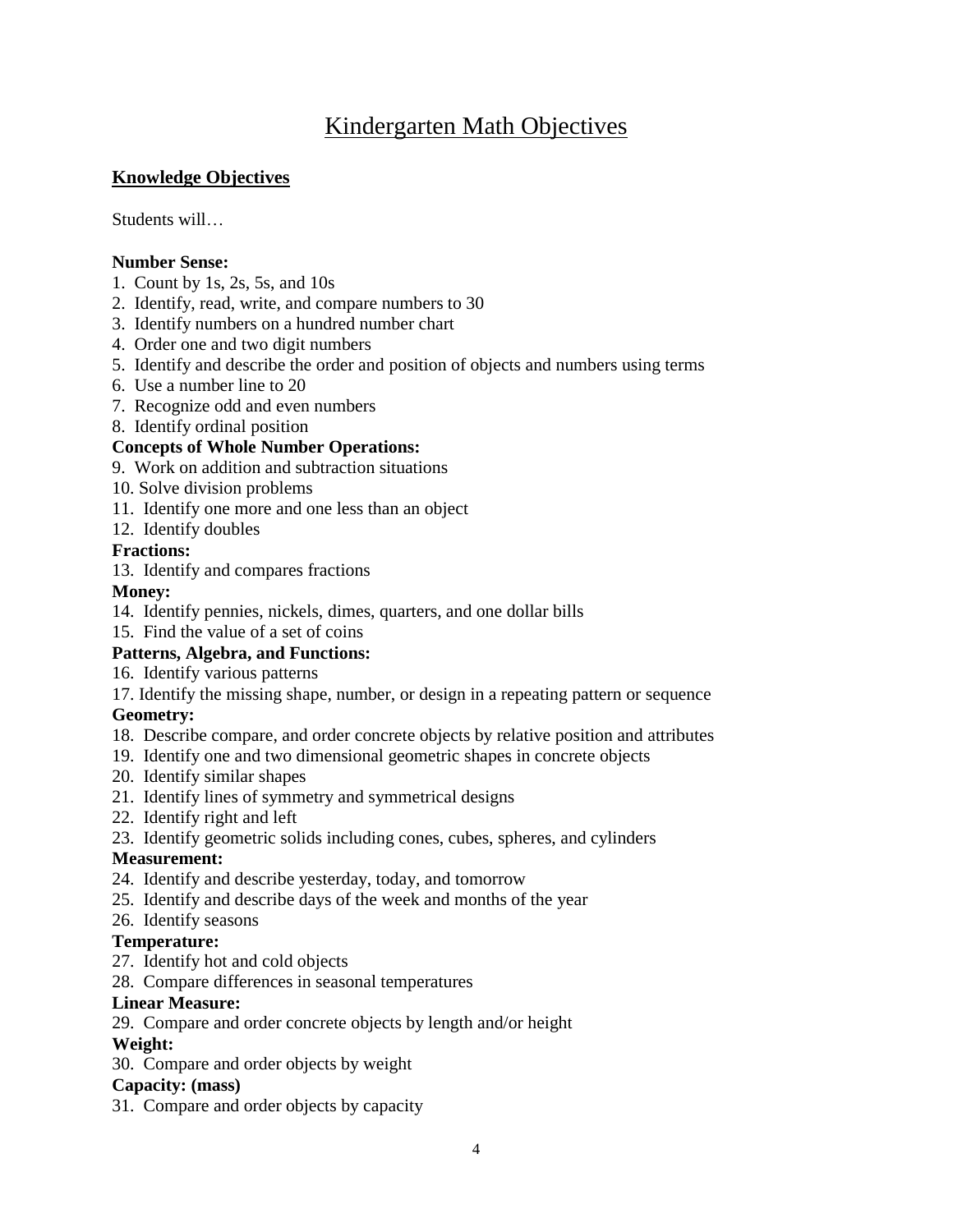# Kindergarten Math Objectives

## Knowledge Objectives

Students will…

**Number Sense:**
1. Count by 1s, 2s, 5s, and 10s
2. Identify, read, write, and compare numbers to 30
3. Identify numbers on a hundred number chart
4. Order one and two digit numbers
5. Identify and describe the order and position of objects and numbers using terms
6. Use a number line to 20
7. Recognize odd and even numbers
8. Identify ordinal position

**Concepts of Whole Number Operations:**

9. Work on addition and subtraction situations
10. Solve division problems
11. Identify one more and one less than an object
12. Identify doubles

**Fractions:**

13. Identify and compares fractions

**Money:**

14. Identify pennies, nickels, dimes, quarters, and one dollar bills
15. Find the value of a set of coins

**Patterns, Algebra, and Functions:**

16. Identify various patterns
17. Identify the missing shape, number, or design in a repeating pattern or sequence

**Geometry:**

18. Describe compare, and order concrete objects by relative position and attributes
19. Identify one and two dimensional geometric shapes in concrete objects
20. Identify similar shapes
21. Identify lines of symmetry and symmetrical designs
22. Identify right and left
23. Identify geometric solids including cones, cubes, spheres, and cylinders

**Measurement:**

24. Identify and describe yesterday, today, and tomorrow
25. Identify and describe days of the week and months of the year
26. Identify seasons

**Temperature:**

27. Identify hot and cold objects
28. Compare differences in seasonal temperatures

**Linear Measure:**

29. Compare and order concrete objects by length and/or height

**Weight:**

30. Compare and order objects by weight

**Capacity: (mass)**

31. Compare and order objects by capacity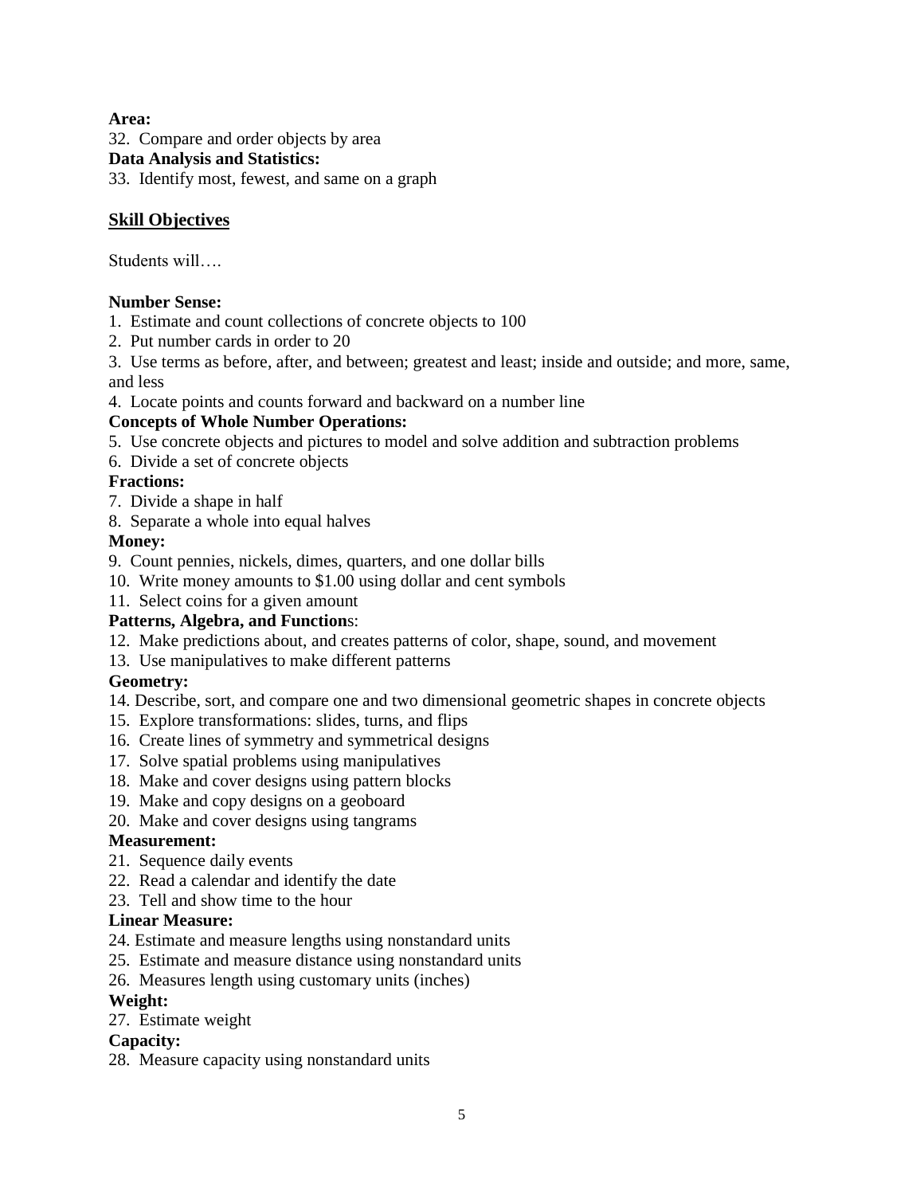**Area:**

32. Compare and order objects by area

**Data Analysis and Statistics:**

33. Identify most, fewest, and same on a graph

## Skill Objectives

Students will….

**Number Sense:**

1. Estimate and count collections of concrete objects to 100
2. Put number cards in order to 20
3. Use terms as before, after, and between; greatest and least; inside and outside; and more, same, and less
4. Locate points and counts forward and backward on a number line

**Concepts of Whole Number Operations:**

5. Use concrete objects and pictures to model and solve addition and subtraction problems
6. Divide a set of concrete objects

**Fractions:**

7. Divide a shape in half
8. Separate a whole into equal halves

**Money:**

9. Count pennies, nickels, dimes, quarters, and one dollar bills
10. Write money amounts to $1.00 using dollar and cent symbols
11. Select coins for a given amount

**Patterns, Algebra, and Functions:**

12. Make predictions about, and creates patterns of color, shape, sound, and movement
13. Use manipulatives to make different patterns

**Geometry:**

14. Describe, sort, and compare one and two dimensional geometric shapes in concrete objects
15. Explore transformations: slides, turns, and flips
16. Create lines of symmetry and symmetrical designs
17. Solve spatial problems using manipulatives
18. Make and cover designs using pattern blocks
19. Make and copy designs on a geoboard
20. Make and cover designs using tangrams

**Measurement:**

21. Sequence daily events
22. Read a calendar and identify the date
23. Tell and show time to the hour

**Linear Measure:**

24. Estimate and measure lengths using nonstandard units
25. Estimate and measure distance using nonstandard units
26. Measures length using customary units (inches)

**Weight:**

27. Estimate weight

**Capacity:**

28. Measure capacity using nonstandard units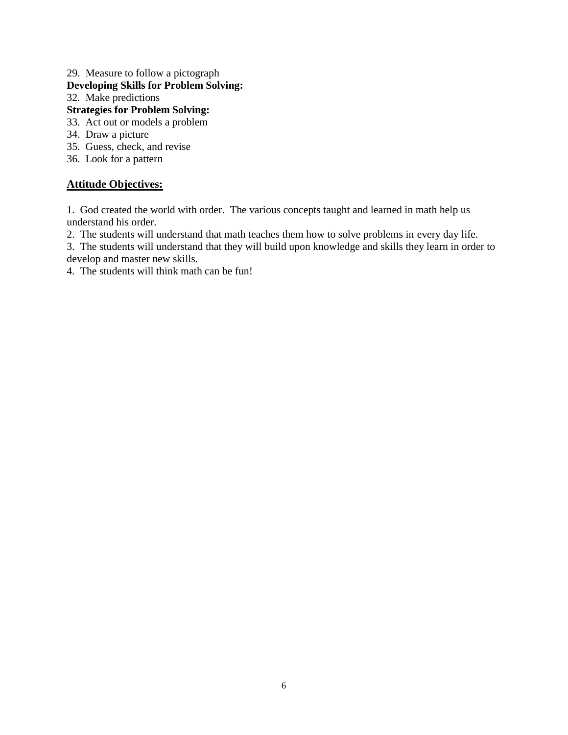29. Measure to follow a pictograph

**Developing Skills for Problem Solving:**

32. Make predictions

**Strategies for Problem Solving:**

33. Act out or models a problem
34. Draw a picture
35. Guess, check, and revise
36. Look for a pattern

## Attitude Objectives:

1. God created the world with order. The various concepts taught and learned in math help us understand his order.
2. The students will understand that math teaches them how to solve problems in every day life.
3. The students will understand that they will build upon knowledge and skills they learn in order to develop and master new skills.
4. The students will think math can be fun!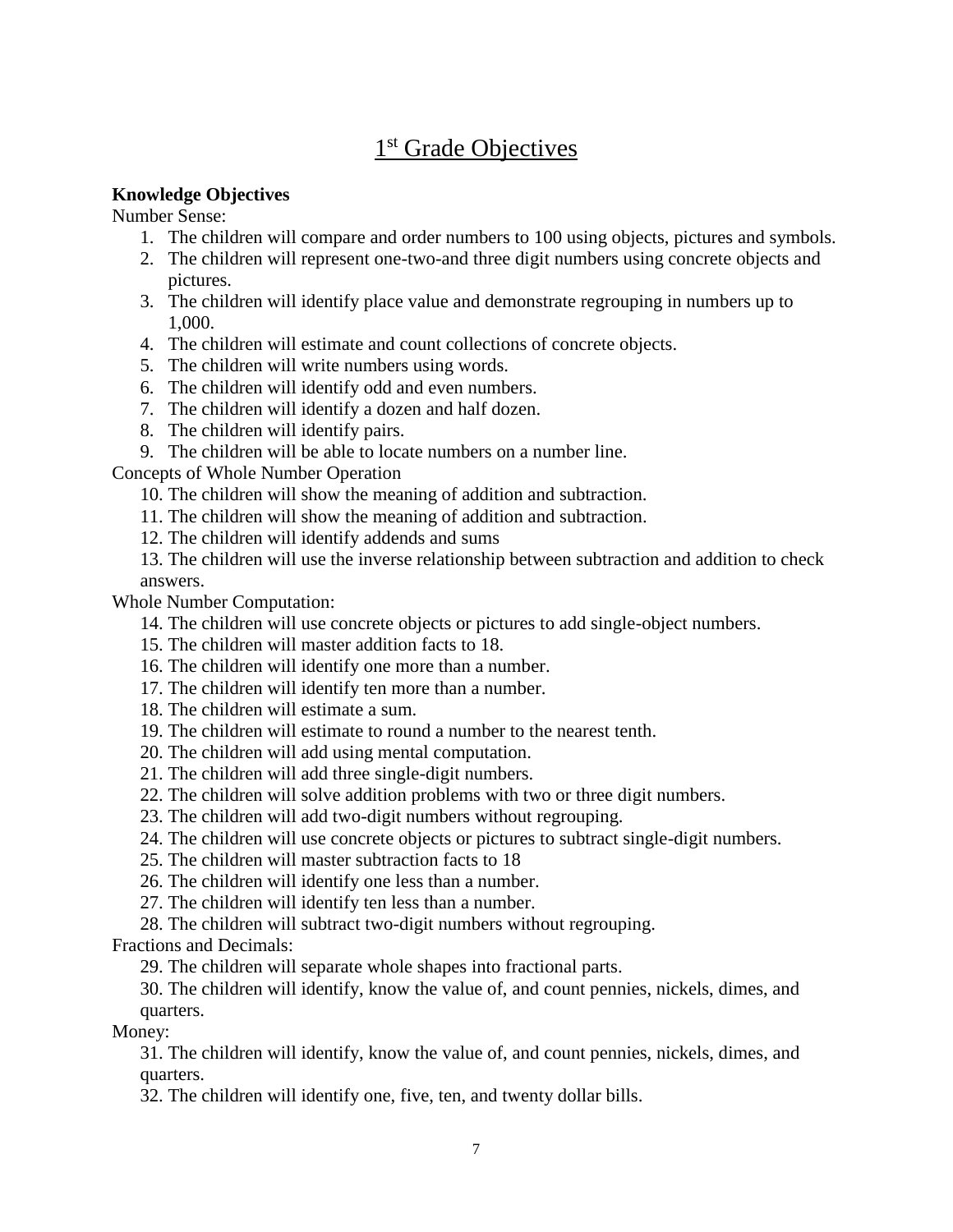# 1st Grade Objectives

**Knowledge Objectives**

Number Sense:

1. The children will compare and order numbers to 100 using objects, pictures and symbols.
2. The children will represent one-two-and three digit numbers using concrete objects and pictures.
3. The children will identify place value and demonstrate regrouping in numbers up to 1,000.
4. The children will estimate and count collections of concrete objects.
5. The children will write numbers using words.
6. The children will identify odd and even numbers.
7. The children will identify a dozen and half dozen.
8. The children will identify pairs.
9. The children will be able to locate numbers on a number line.

Concepts of Whole Number Operation

10. The children will show the meaning of addition and subtraction.
11. The children will show the meaning of addition and subtraction.
12. The children will identify addends and sums
13. The children will use the inverse relationship between subtraction and addition to check answers.

Whole Number Computation:

14. The children will use concrete objects or pictures to add single-object numbers.
15. The children will master addition facts to 18.
16. The children will identify one more than a number.
17. The children will identify ten more than a number.
18. The children will estimate a sum.
19. The children will estimate to round a number to the nearest tenth.
20. The children will add using mental computation.
21. The children will add three single-digit numbers.
22. The children will solve addition problems with two or three digit numbers.
23. The children will add two-digit numbers without regrouping.
24. The children will use concrete objects or pictures to subtract single-digit numbers.
25. The children will master subtraction facts to 18
26. The children will identify one less than a number.
27. The children will identify ten less than a number.
28. The children will subtract two-digit numbers without regrouping.

Fractions and Decimals:

29. The children will separate whole shapes into fractional parts.
30. The children will identify, know the value of, and count pennies, nickels, dimes, and quarters.

Money:

31. The children will identify, know the value of, and count pennies, nickels, dimes, and quarters.
32. The children will identify one, five, ten, and twenty dollar bills.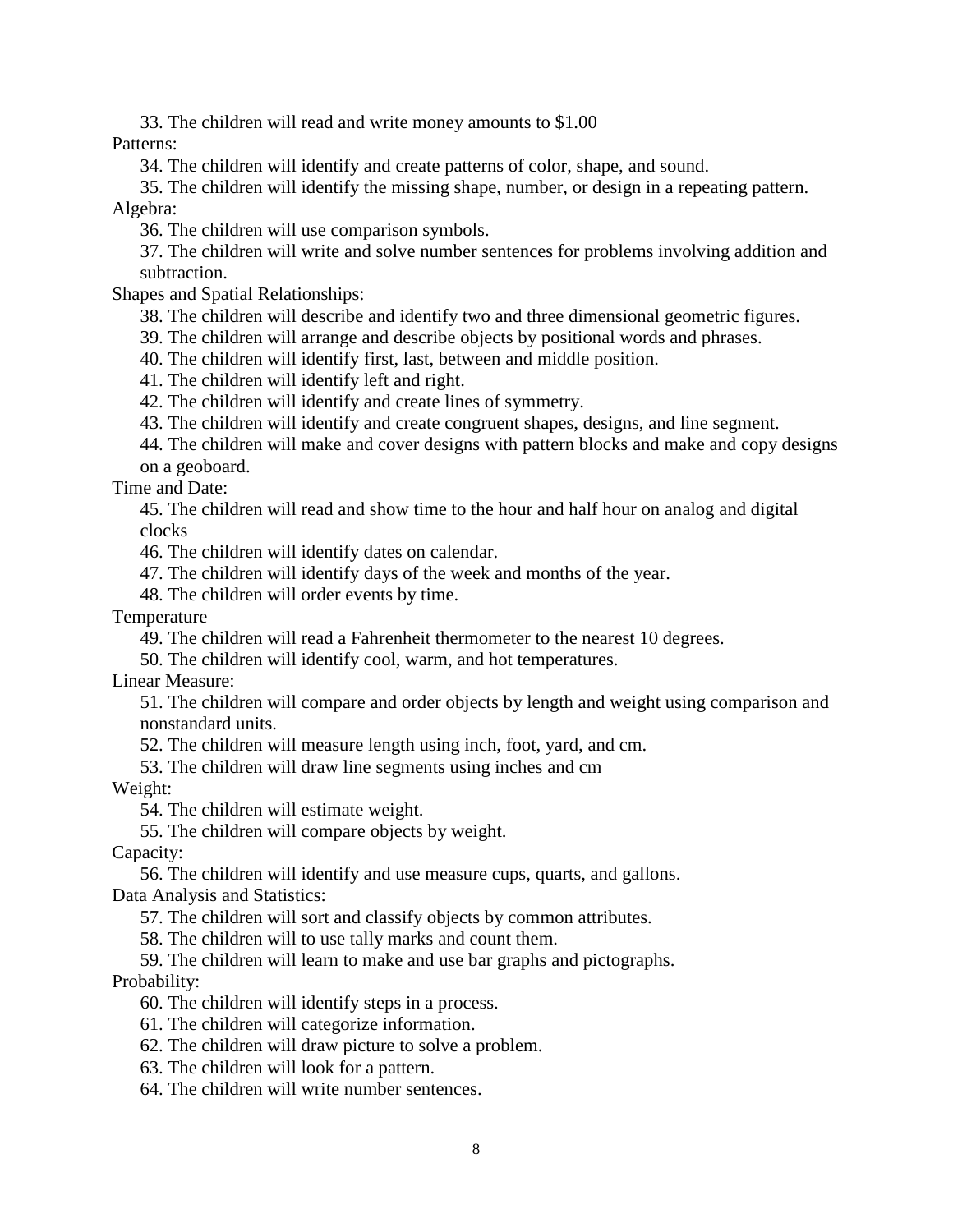33. The children will read and write money amounts to $1.00

Patterns:

34. The children will identify and create patterns of color, shape, and sound.

35. The children will identify the missing shape, number, or design in a repeating pattern.

Algebra:

36. The children will use comparison symbols.

37. The children will write and solve number sentences for problems involving addition and subtraction.

Shapes and Spatial Relationships:

38. The children will describe and identify two and three dimensional geometric figures.

39. The children will arrange and describe objects by positional words and phrases.

40. The children will identify first, last, between and middle position.

41. The children will identify left and right.

42. The children will identify and create lines of symmetry.

43. The children will identify and create congruent shapes, designs, and line segment.

44. The children will make and cover designs with pattern blocks and make and copy designs on a geoboard.

Time and Date:

45. The children will read and show time to the hour and half hour on analog and digital clocks

46. The children will identify dates on calendar.

47. The children will identify days of the week and months of the year.

48. The children will order events by time.

Temperature

49. The children will read a Fahrenheit thermometer to the nearest 10 degrees.

50. The children will identify cool, warm, and hot temperatures.

Linear Measure:

51. The children will compare and order objects by length and weight using comparison and nonstandard units.

52. The children will measure length using inch, foot, yard, and cm.

53. The children will draw line segments using inches and cm

Weight:

54. The children will estimate weight.

55. The children will compare objects by weight.

Capacity:

56. The children will identify and use measure cups, quarts, and gallons.

Data Analysis and Statistics:

57. The children will sort and classify objects by common attributes.

58. The children will to use tally marks and count them.

59. The children will learn to make and use bar graphs and pictographs.

Probability:

60. The children will identify steps in a process.

61. The children will categorize information.

62. The children will draw picture to solve a problem.

63. The children will look for a pattern.

64. The children will write number sentences.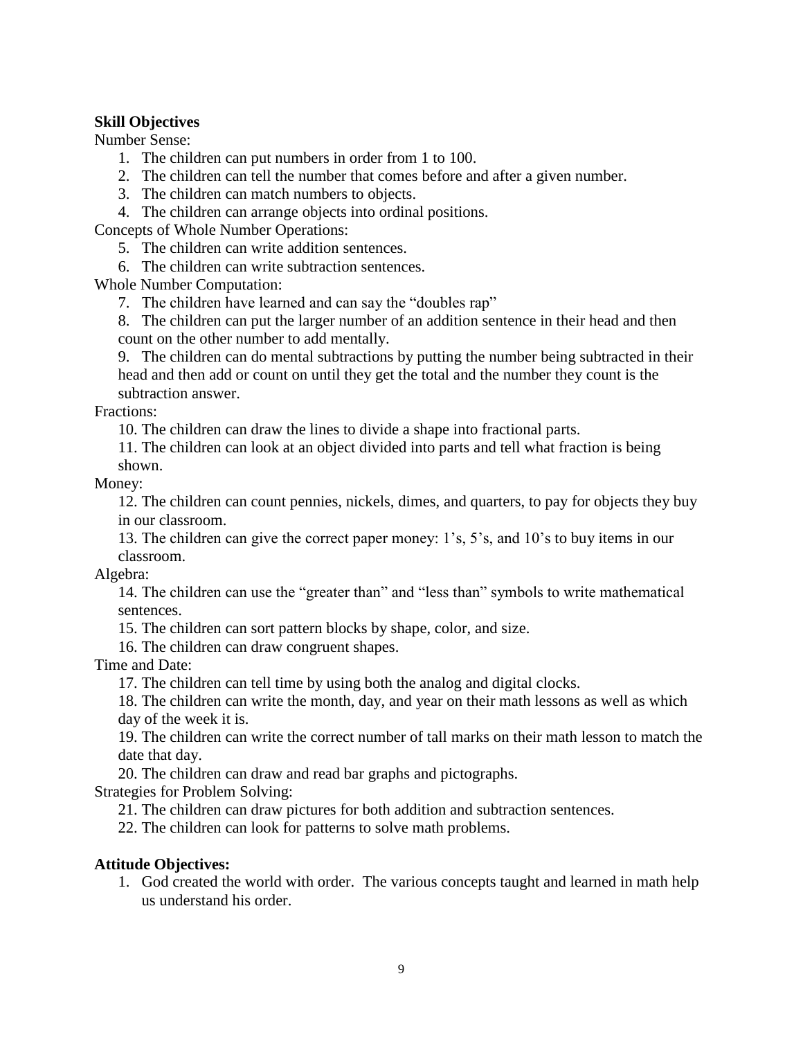**Skill Objectives**

Number Sense:

1. The children can put numbers in order from 1 to 100.
2. The children can tell the number that comes before and after a given number.
3. The children can match numbers to objects.
4. The children can arrange objects into ordinal positions.

Concepts of Whole Number Operations:

5. The children can write addition sentences.
6. The children can write subtraction sentences.

Whole Number Computation:

7. The children have learned and can say the "doubles rap"
8. The children can put the larger number of an addition sentence in their head and then count on the other number to add mentally.
9. The children can do mental subtractions by putting the number being subtracted in their head and then add or count on until they get the total and the number they count is the subtraction answer.

Fractions:

10. The children can draw the lines to divide a shape into fractional parts.
11. The children can look at an object divided into parts and tell what fraction is being shown.

Money:

12. The children can count pennies, nickels, dimes, and quarters, to pay for objects they buy in our classroom.
13. The children can give the correct paper money: 1's, 5's, and 10's to buy items in our classroom.

Algebra:

14. The children can use the "greater than" and "less than" symbols to write mathematical sentences.
15. The children can sort pattern blocks by shape, color, and size.
16. The children can draw congruent shapes.

Time and Date:

17. The children can tell time by using both the analog and digital clocks.
18. The children can write the month, day, and year on their math lessons as well as which day of the week it is.
19. The children can write the correct number of tall marks on their math lesson to match the date that day.
20. The children can draw and read bar graphs and pictographs.

Strategies for Problem Solving:

21. The children can draw pictures for both addition and subtraction sentences.
22. The children can look for patterns to solve math problems.

**Attitude Objectives:**

1. God created the world with order. The various concepts taught and learned in math help us understand his order.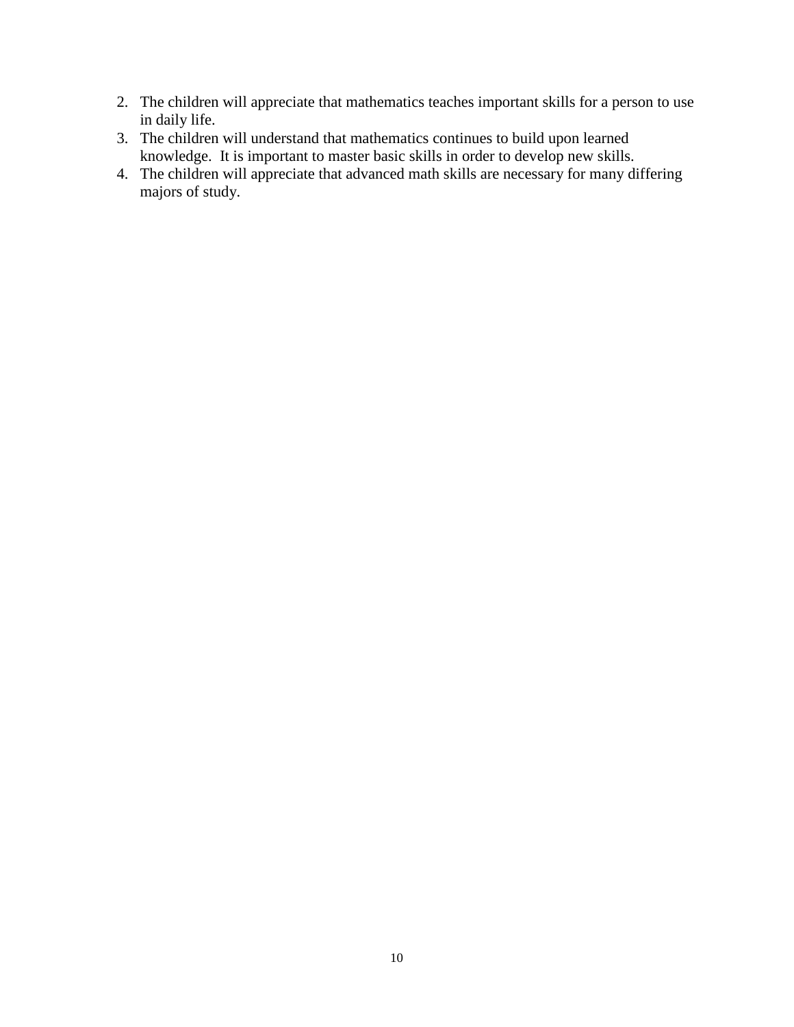2. The children will appreciate that mathematics teaches important skills for a person to use in daily life.
3. The children will understand that mathematics continues to build upon learned knowledge. It is important to master basic skills in order to develop new skills.
4. The children will appreciate that advanced math skills are necessary for many differing majors of study.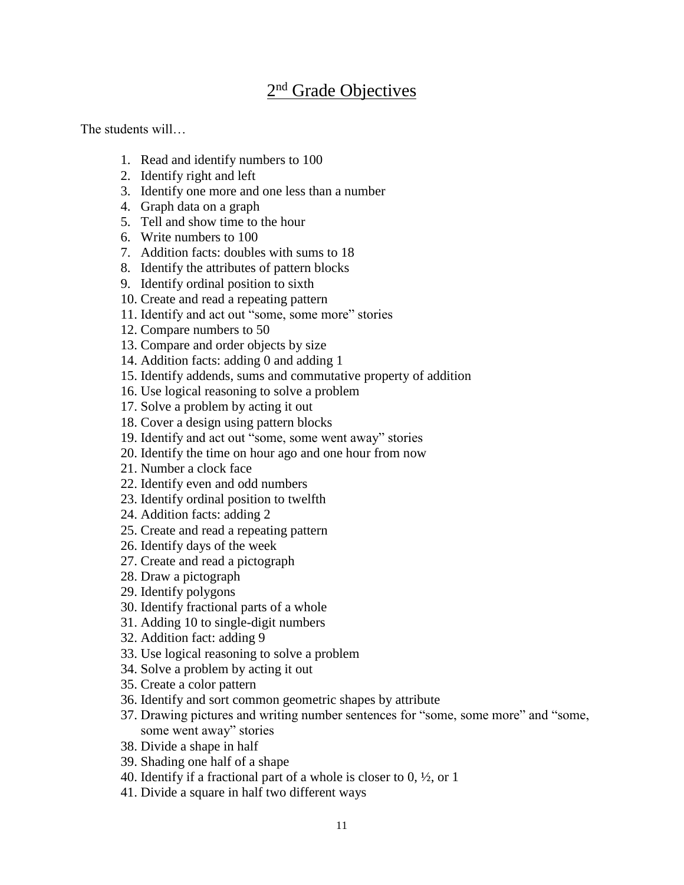# 2[nd] Grade Objectives

The students will…

1. Read and identify numbers to 100
2. Identify right and left
3. Identify one more and one less than a number
4. Graph data on a graph
5. Tell and show time to the hour
6. Write numbers to 100
7. Addition facts: doubles with sums to 18
8. Identify the attributes of pattern blocks
9. Identify ordinal position to sixth
10. Create and read a repeating pattern
11. Identify and act out "some, some more" stories
12. Compare numbers to 50
13. Compare and order objects by size
14. Addition facts: adding 0 and adding 1
15. Identify addends, sums and commutative property of addition
16. Use logical reasoning to solve a problem
17. Solve a problem by acting it out
18. Cover a design using pattern blocks
19. Identify and act out "some, some went away" stories
20. Identify the time on hour ago and one hour from now
21. Number a clock face
22. Identify even and odd numbers
23. Identify ordinal position to twelfth
24. Addition facts: adding 2
25. Create and read a repeating pattern
26. Identify days of the week
27. Create and read a pictograph
28. Draw a pictograph
29. Identify polygons
30. Identify fractional parts of a whole
31. Adding 10 to single-digit numbers
32. Addition fact: adding 9
33. Use logical reasoning to solve a problem
34. Solve a problem by acting it out
35. Create a color pattern
36. Identify and sort common geometric shapes by attribute
37. Drawing pictures and writing number sentences for "some, some more" and "some, some went away" stories
38. Divide a shape in half
39. Shading one half of a shape
40. Identify if a fractional part of a whole is closer to 0, ½, or 1
41. Divide a square in half two different ways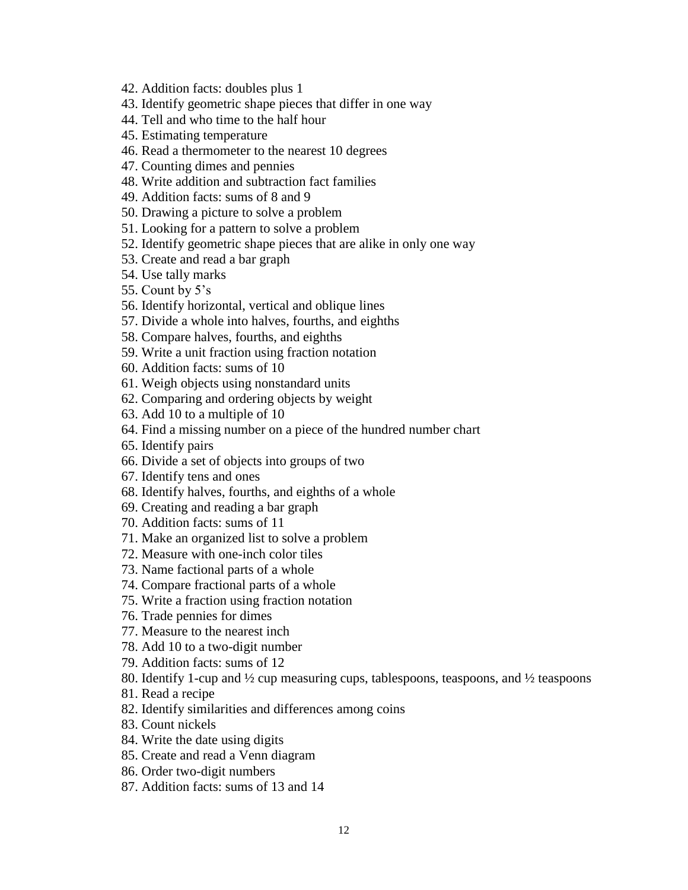42. Addition facts: doubles plus 1
43. Identify geometric shape pieces that differ in one way
44. Tell and who time to the half hour
45. Estimating temperature
46. Read a thermometer to the nearest 10 degrees
47. Counting dimes and pennies
48. Write addition and subtraction fact families
49. Addition facts: sums of 8 and 9
50. Drawing a picture to solve a problem
51. Looking for a pattern to solve a problem
52. Identify geometric shape pieces that are alike in only one way
53. Create and read a bar graph
54. Use tally marks
55. Count by 5's
56. Identify horizontal, vertical and oblique lines
57. Divide a whole into halves, fourths, and eighths
58. Compare halves, fourths, and eighths
59. Write a unit fraction using fraction notation
60. Addition facts: sums of 10
61. Weigh objects using nonstandard units
62. Comparing and ordering objects by weight
63. Add 10 to a multiple of 10
64. Find a missing number on a piece of the hundred number chart
65. Identify pairs
66. Divide a set of objects into groups of two
67. Identify tens and ones
68. Identify halves, fourths, and eighths of a whole
69. Creating and reading a bar graph
70. Addition facts: sums of 11
71. Make an organized list to solve a problem
72. Measure with one-inch color tiles
73. Name factional parts of a whole
74. Compare fractional parts of a whole
75. Write a fraction using fraction notation
76. Trade pennies for dimes
77. Measure to the nearest inch
78. Add 10 to a two-digit number
79. Addition facts: sums of 12
80. Identify 1-cup and ½ cup measuring cups, tablespoons, teaspoons, and ½ teaspoons
81. Read a recipe
82. Identify similarities and differences among coins
83. Count nickels
84. Write the date using digits
85. Create and read a Venn diagram
86. Order two-digit numbers
87. Addition facts: sums of 13 and 14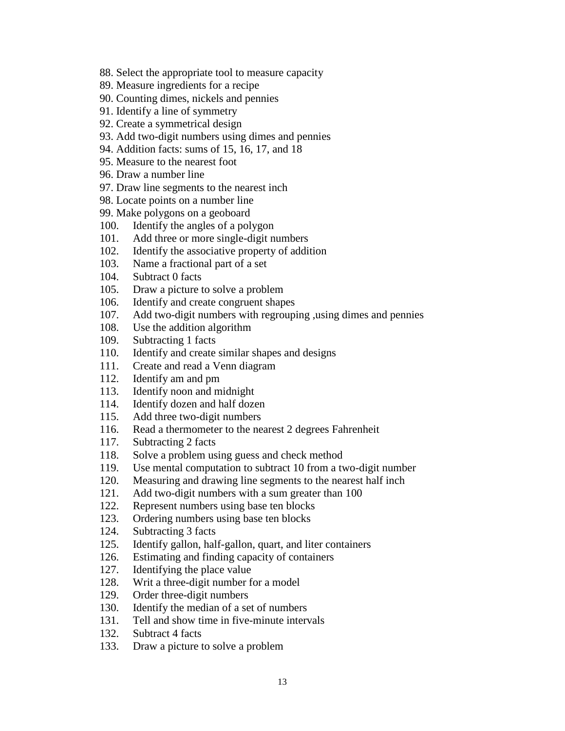88. Select the appropriate tool to measure capacity
89. Measure ingredients for a recipe
90. Counting dimes, nickels and pennies
91. Identify a line of symmetry
92. Create a symmetrical design
93. Add two-digit numbers using dimes and pennies
94. Addition facts: sums of 15, 16, 17, and 18
95. Measure to the nearest foot
96. Draw a number line
97. Draw line segments to the nearest inch
98. Locate points on a number line
99. Make polygons on a geoboard
100. Identify the angles of a polygon
101. Add three or more single-digit numbers
102. Identify the associative property of addition
103. Name a fractional part of a set
104. Subtract 0 facts
105. Draw a picture to solve a problem
106. Identify and create congruent shapes
107. Add two-digit numbers with regrouping ,using dimes and pennies
108. Use the addition algorithm
109. Subtracting 1 facts
110. Identify and create similar shapes and designs
111. Create and read a Venn diagram
112. Identify am and pm
113. Identify noon and midnight
114. Identify dozen and half dozen
115. Add three two-digit numbers
116. Read a thermometer to the nearest 2 degrees Fahrenheit
117. Subtracting 2 facts
118. Solve a problem using guess and check method
119. Use mental computation to subtract 10 from a two-digit number
120. Measuring and drawing line segments to the nearest half inch
121. Add two-digit numbers with a sum greater than 100
122. Represent numbers using base ten blocks
123. Ordering numbers using base ten blocks
124. Subtracting 3 facts
125. Identify gallon, half-gallon, quart, and liter containers
126. Estimating and finding capacity of containers
127. Identifying the place value
128. Writ a three-digit number for a model
129. Order three-digit numbers
130. Identify the median of a set of numbers
131. Tell and show time in five-minute intervals
132. Subtract 4 facts
133. Draw a picture to solve a problem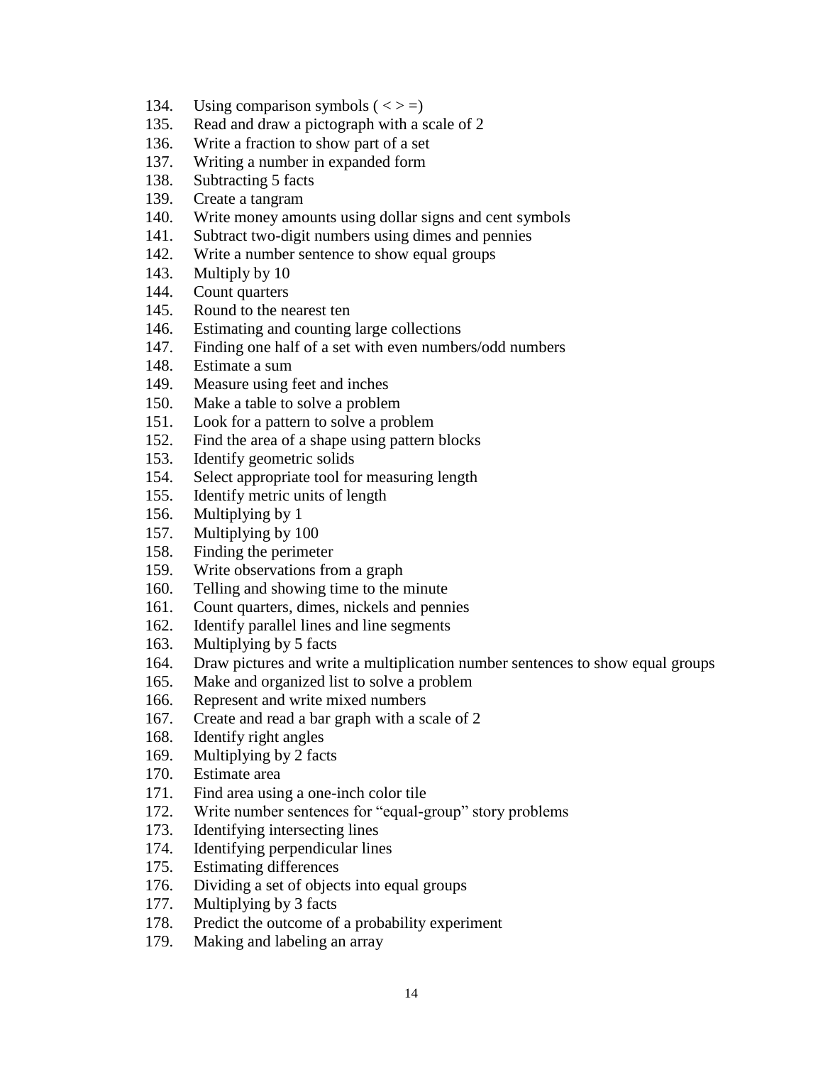134. Using comparison symbols ( < > =)
135. Read and draw a pictograph with a scale of 2
136. Write a fraction to show part of a set
137. Writing a number in expanded form
138. Subtracting 5 facts
139. Create a tangram
140. Write money amounts using dollar signs and cent symbols
141. Subtract two-digit numbers using dimes and pennies
142. Write a number sentence to show equal groups
143. Multiply by 10
144. Count quarters
145. Round to the nearest ten
146. Estimating and counting large collections
147. Finding one half of a set with even numbers/odd numbers
148. Estimate a sum
149. Measure using feet and inches
150. Make a table to solve a problem
151. Look for a pattern to solve a problem
152. Find the area of a shape using pattern blocks
153. Identify geometric solids
154. Select appropriate tool for measuring length
155. Identify metric units of length
156. Multiplying by 1
157. Multiplying by 100
158. Finding the perimeter
159. Write observations from a graph
160. Telling and showing time to the minute
161. Count quarters, dimes, nickels and pennies
162. Identify parallel lines and line segments
163. Multiplying by 5 facts
164. Draw pictures and write a multiplication number sentences to show equal groups
165. Make and organized list to solve a problem
166. Represent and write mixed numbers
167. Create and read a bar graph with a scale of 2
168. Identify right angles
169. Multiplying by 2 facts
170. Estimate area
171. Find area using a one-inch color tile
172. Write number sentences for “equal-group” story problems
173. Identifying intersecting lines
174. Identifying perpendicular lines
175. Estimating differences
176. Dividing a set of objects into equal groups
177. Multiplying by 3 facts
178. Predict the outcome of a probability experiment
179. Making and labeling an array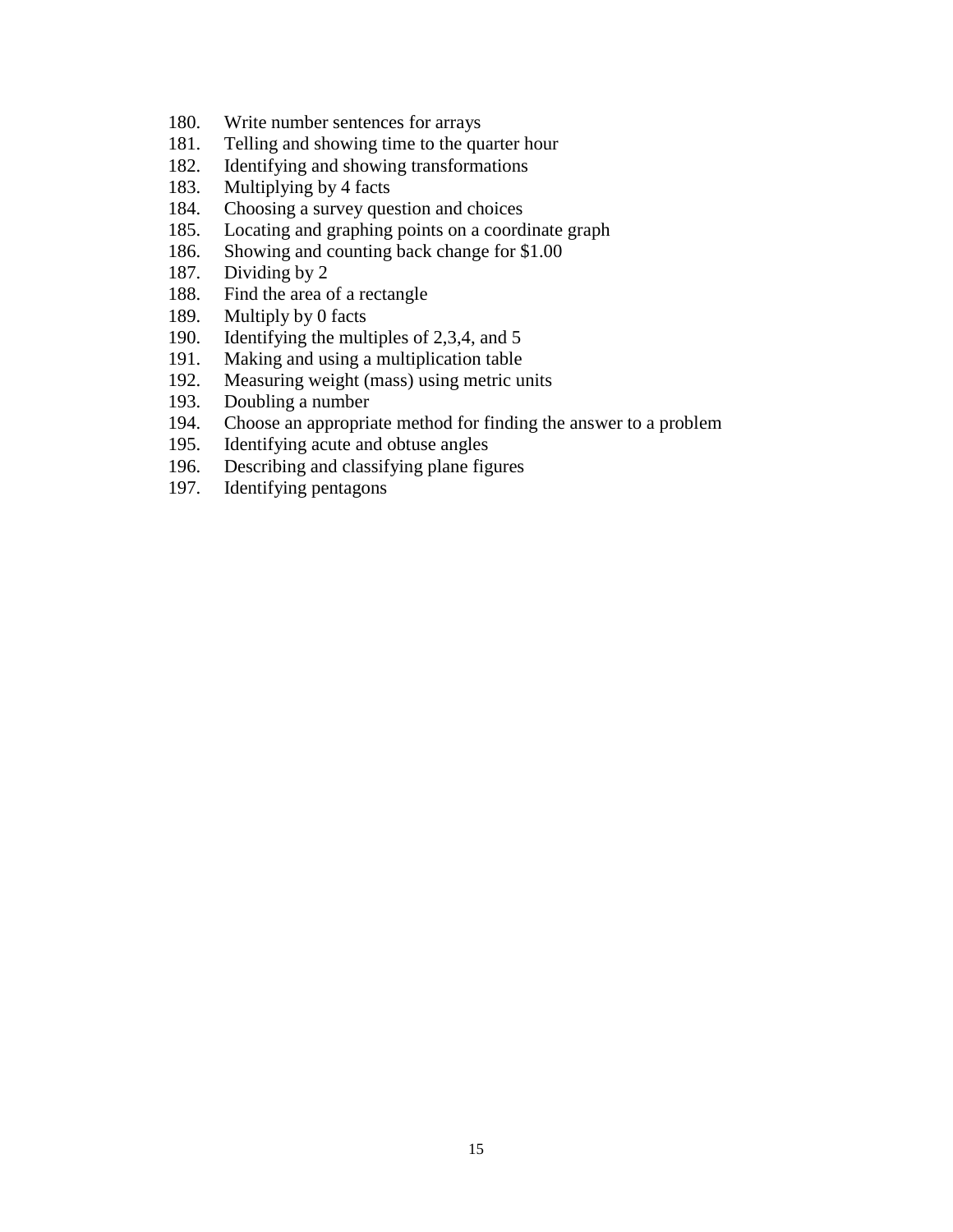180. Write number sentences for arrays
181. Telling and showing time to the quarter hour
182. Identifying and showing transformations
183. Multiplying by 4 facts
184. Choosing a survey question and choices
185. Locating and graphing points on a coordinate graph
186. Showing and counting back change for $1.00
187. Dividing by 2
188. Find the area of a rectangle
189. Multiply by 0 facts
190. Identifying the multiples of 2,3,4, and 5
191. Making and using a multiplication table
192. Measuring weight (mass) using metric units
193. Doubling a number
194. Choose an appropriate method for finding the answer to a problem
195. Identifying acute and obtuse angles
196. Describing and classifying plane figures
197. Identifying pentagons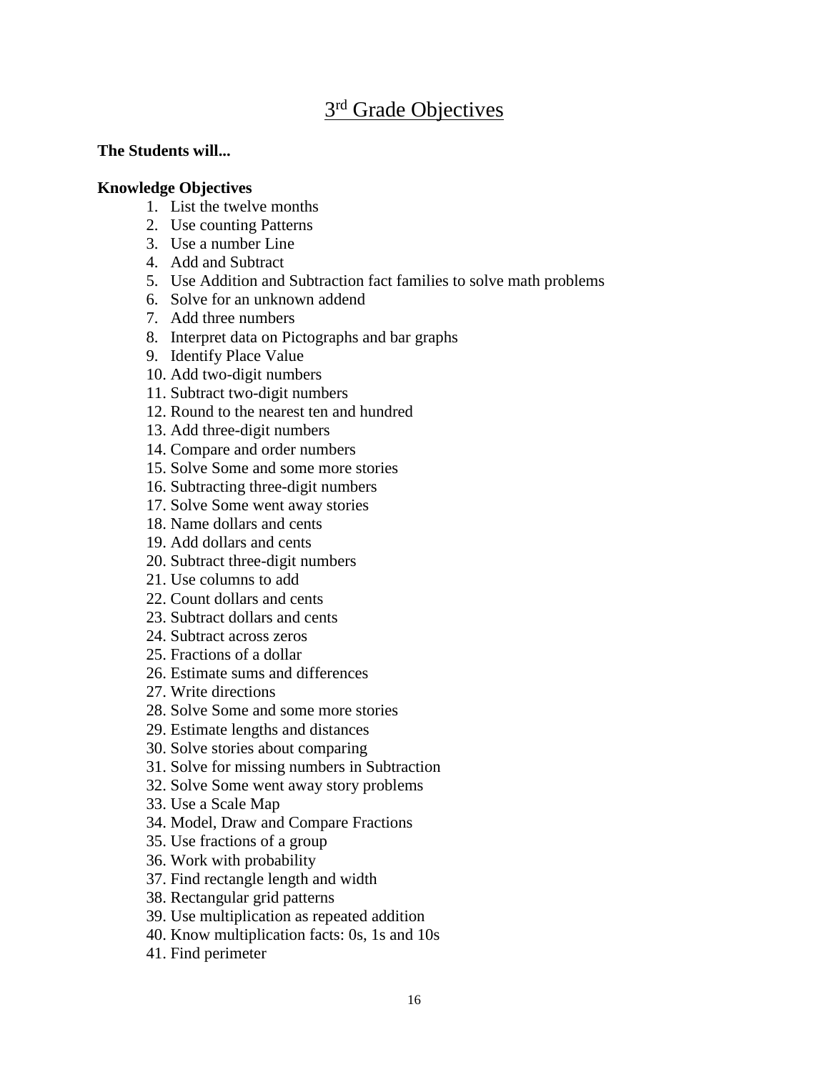# 3rd Grade Objectives

**The Students will...**

**Knowledge Objectives**

1. List the twelve months
2. Use counting Patterns
3. Use a number Line
4. Add and Subtract
5. Use Addition and Subtraction fact families to solve math problems
6. Solve for an unknown addend
7. Add three numbers
8. Interpret data on Pictographs and bar graphs
9. Identify Place Value
10. Add two-digit numbers
11. Subtract two-digit numbers
12. Round to the nearest ten and hundred
13. Add three-digit numbers
14. Compare and order numbers
15. Solve Some and some more stories
16. Subtracting three-digit numbers
17. Solve Some went away stories
18. Name dollars and cents
19. Add dollars and cents
20. Subtract three-digit numbers
21. Use columns to add
22. Count dollars and cents
23. Subtract dollars and cents
24. Subtract across zeros
25. Fractions of a dollar
26. Estimate sums and differences
27. Write directions
28. Solve Some and some more stories
29. Estimate lengths and distances
30. Solve stories about comparing
31. Solve for missing numbers in Subtraction
32. Solve Some went away story problems
33. Use a Scale Map
34. Model, Draw and Compare Fractions
35. Use fractions of a group
36. Work with probability
37. Find rectangle length and width
38. Rectangular grid patterns
39. Use multiplication as repeated addition
40. Know multiplication facts: 0s, 1s and 10s
41. Find perimeter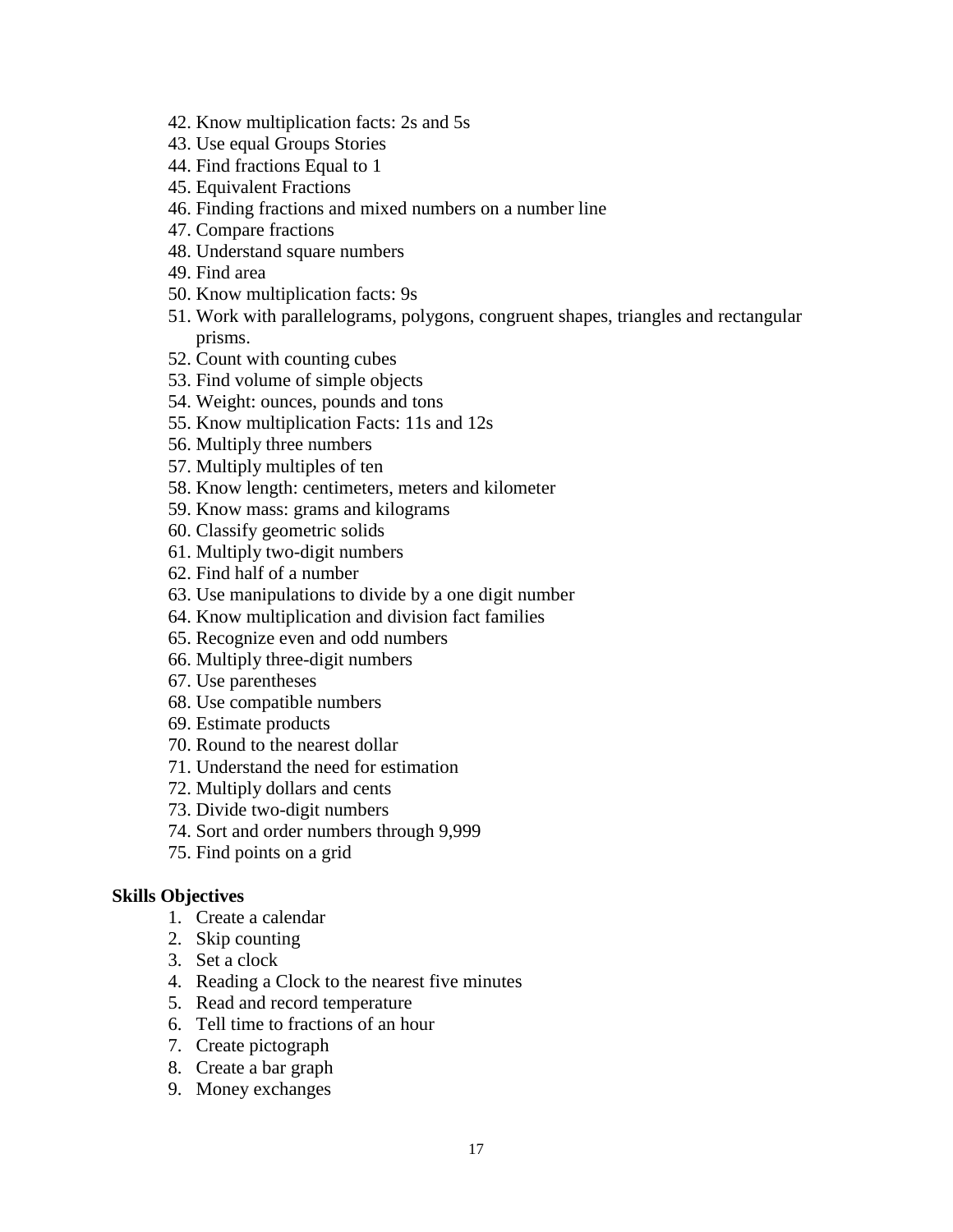42. Know multiplication facts: 2s and 5s
43. Use equal Groups Stories
44. Find fractions Equal to 1
45. Equivalent Fractions
46. Finding fractions and mixed numbers on a number line
47. Compare fractions
48. Understand square numbers
49. Find area
50. Know multiplication facts: 9s
51. Work with parallelograms, polygons, congruent shapes, triangles and rectangular prisms.
52. Count with counting cubes
53. Find volume of simple objects
54. Weight: ounces, pounds and tons
55. Know multiplication Facts: 11s and 12s
56. Multiply three numbers
57. Multiply multiples of ten
58. Know length: centimeters, meters and kilometer
59. Know mass: grams and kilograms
60. Classify geometric solids
61. Multiply two-digit numbers
62. Find half of a number
63. Use manipulations to divide by a one digit number
64. Know multiplication and division fact families
65. Recognize even and odd numbers
66. Multiply three-digit numbers
67. Use parentheses
68. Use compatible numbers
69. Estimate products
70. Round to the nearest dollar
71. Understand the need for estimation
72. Multiply dollars and cents
73. Divide two-digit numbers
74. Sort and order numbers through 9,999
75. Find points on a grid

**Skills Objectives**

1. Create a calendar
2. Skip counting
3. Set a clock
4. Reading a Clock to the nearest five minutes
5. Read and record temperature
6. Tell time to fractions of an hour
7. Create pictograph
8. Create a bar graph
9. Money exchanges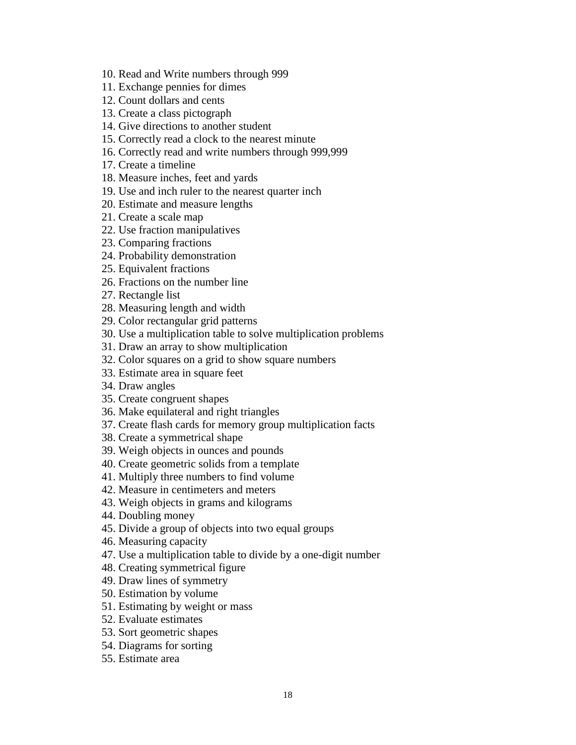10. Read and Write numbers through 999
11. Exchange pennies for dimes
12. Count dollars and cents
13. Create a class pictograph
14. Give directions to another student
15. Correctly read a clock to the nearest minute
16. Correctly read and write numbers through 999,999
17. Create a timeline
18. Measure inches, feet and yards
19. Use and inch ruler to the nearest quarter inch
20. Estimate and measure lengths
21. Create a scale map
22. Use fraction manipulatives
23. Comparing fractions
24. Probability demonstration
25. Equivalent fractions
26. Fractions on the number line
27. Rectangle list
28. Measuring length and width
29. Color rectangular grid patterns
30. Use a multiplication table to solve multiplication problems
31. Draw an array to show multiplication
32. Color squares on a grid to show square numbers
33. Estimate area in square feet
34. Draw angles
35. Create congruent shapes
36. Make equilateral and right triangles
37. Create flash cards for memory group multiplication facts
38. Create a symmetrical shape
39. Weigh objects in ounces and pounds
40. Create geometric solids from a template
41. Multiply three numbers to find volume
42. Measure in centimeters and meters
43. Weigh objects in grams and kilograms
44. Doubling money
45. Divide a group of objects into two equal groups
46. Measuring capacity
47. Use a multiplication table to divide by a one-digit number
48. Creating symmetrical figure
49. Draw lines of symmetry
50. Estimation by volume
51. Estimating by weight or mass
52. Evaluate estimates
53. Sort geometric shapes
54. Diagrams for sorting
55. Estimate area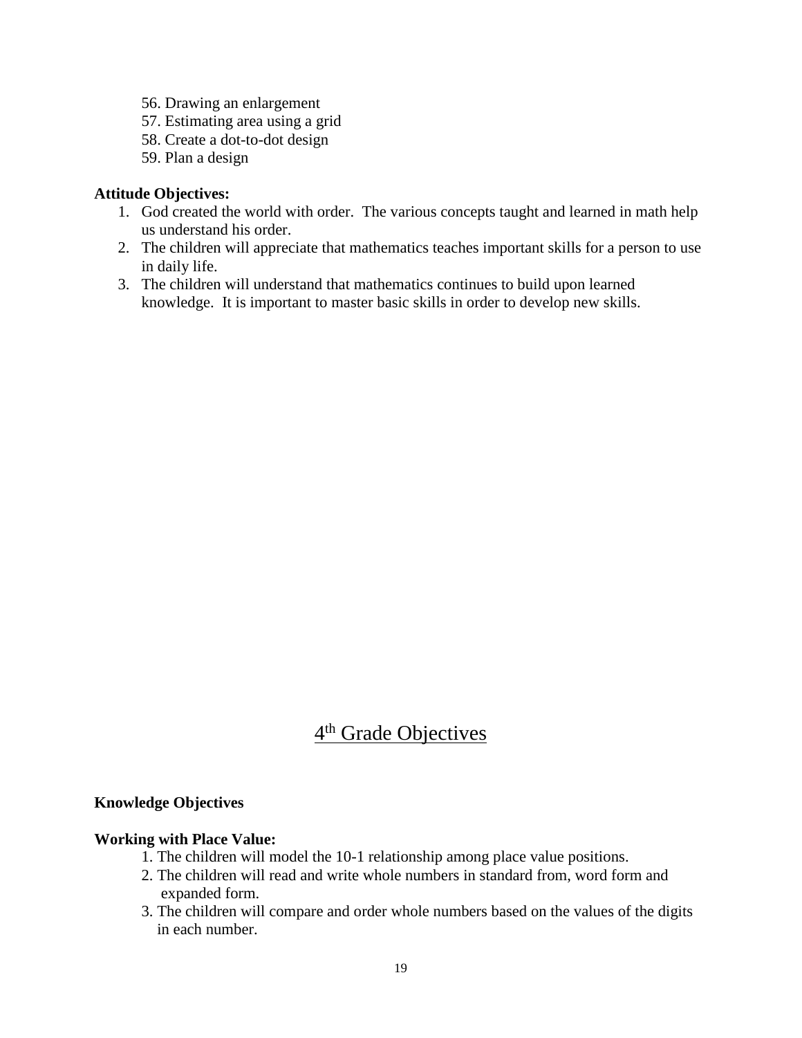56. Drawing an enlargement
57. Estimating area using a grid
58. Create a dot-to-dot design
59. Plan a design

**Attitude Objectives:**

1. God created the world with order. The various concepts taught and learned in math help us understand his order.
2. The children will appreciate that mathematics teaches important skills for a person to use in daily life.
3. The children will understand that mathematics continues to build upon learned knowledge. It is important to master basic skills in order to develop new skills.

## 4th Grade Objectives

**Knowledge Objectives**

**Working with Place Value:**

1. The children will model the 10-1 relationship among place value positions.
2. The children will read and write whole numbers in standard from, word form and expanded form.
3. The children will compare and order whole numbers based on the values of the digits in each number.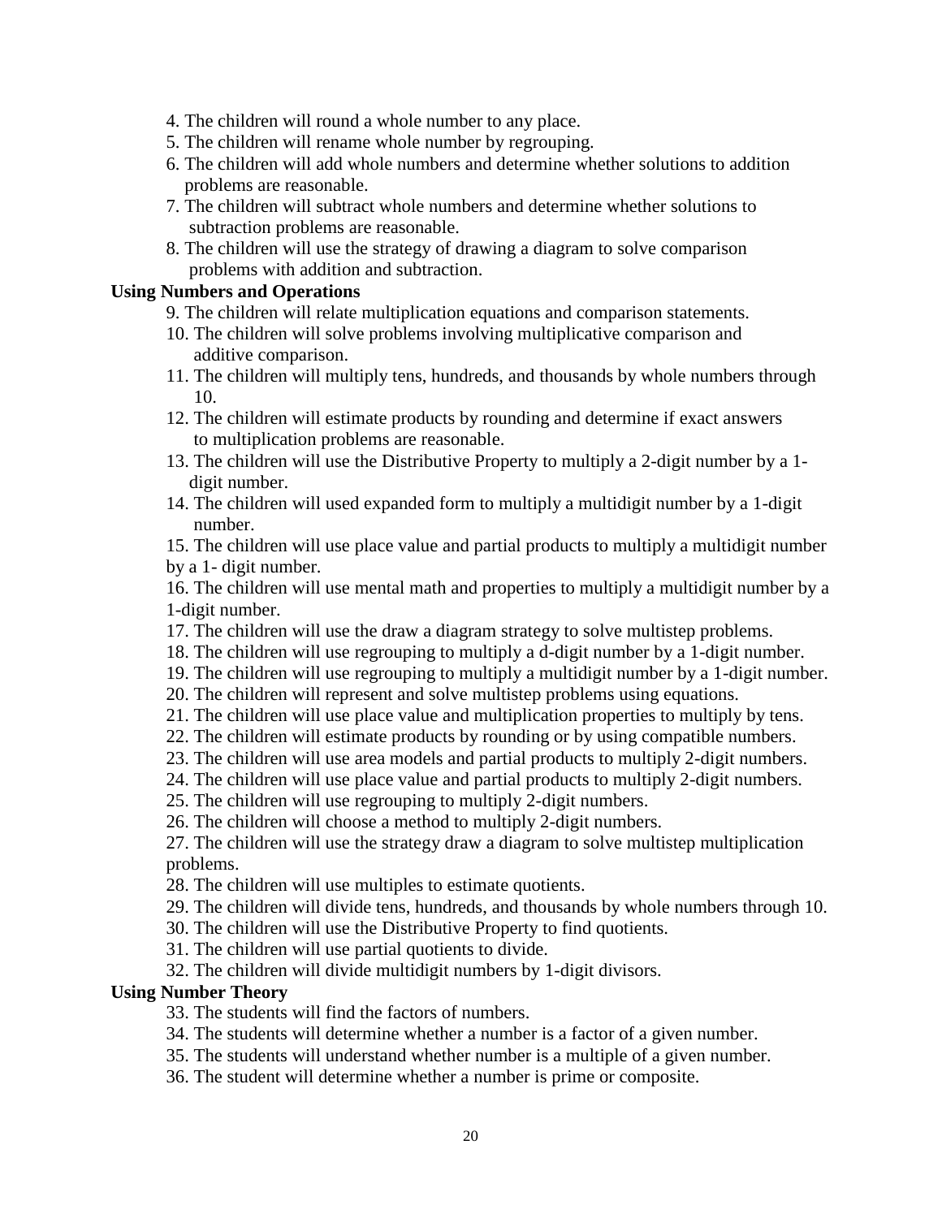4. The children will round a whole number to any place.
5. The children will rename whole number by regrouping.
6. The children will add whole numbers and determine whether solutions to addition problems are reasonable.
7. The children will subtract whole numbers and determine whether solutions to subtraction problems are reasonable.
8. The children will use the strategy of drawing a diagram to solve comparison problems with addition and subtraction.

**Using Numbers and Operations**

9. The children will relate multiplication equations and comparison statements.
10. The children will solve problems involving multiplicative comparison and additive comparison.
11. The children will multiply tens, hundreds, and thousands by whole numbers through 10.
12. The children will estimate products by rounding and determine if exact answers to multiplication problems are reasonable.
13. The children will use the Distributive Property to multiply a 2-digit number by a 1-digit number.
14. The children will used expanded form to multiply a multidigit number by a 1-digit number.
15. The children will use place value and partial products to multiply a multidigit number by a 1- digit number.
16. The children will use mental math and properties to multiply a multidigit number by a 1-digit number.
17. The children will use the draw a diagram strategy to solve multistep problems.
18. The children will use regrouping to multiply a d-digit number by a 1-digit number.
19. The children will use regrouping to multiply a multidigit number by a 1-digit number.
20. The children will represent and solve multistep problems using equations.
21. The children will use place value and multiplication properties to multiply by tens.
22. The children will estimate products by rounding or by using compatible numbers.
23. The children will use area models and partial products to multiply 2-digit numbers.
24. The children will use place value and partial products to multiply 2-digit numbers.
25. The children will use regrouping to multiply 2-digit numbers.
26. The children will choose a method to multiply 2-digit numbers.
27. The children will use the strategy draw a diagram to solve multistep multiplication problems.
28. The children will use multiples to estimate quotients.
29. The children will divide tens, hundreds, and thousands by whole numbers through 10.
30. The children will use the Distributive Property to find quotients.
31. The children will use partial quotients to divide.
32. The children will divide multidigit numbers by 1-digit divisors.

**Using Number Theory**

33. The students will find the factors of numbers.
34. The students will determine whether a number is a factor of a given number.
35. The students will understand whether number is a multiple of a given number.
36. The student will determine whether a number is prime or composite.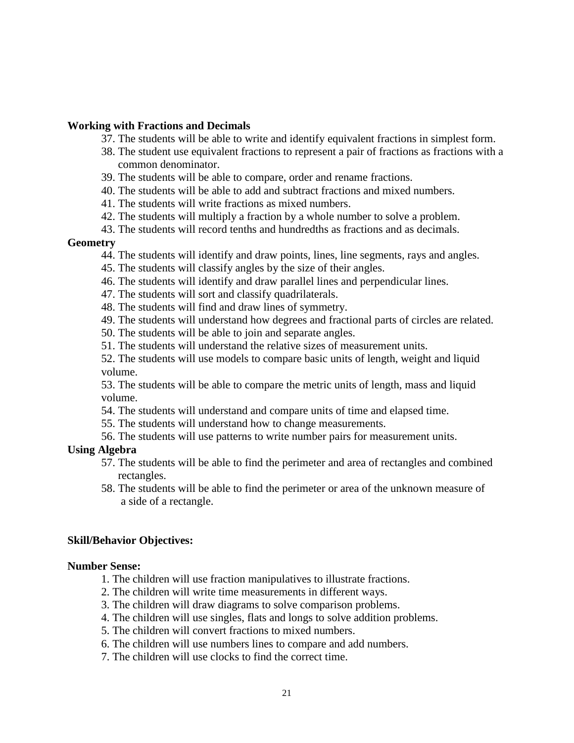**Working with Fractions and Decimals**

37. The students will be able to write and identify equivalent fractions in simplest form.
38. The student use equivalent fractions to represent a pair of fractions as fractions with a common denominator.
39. The students will be able to compare, order and rename fractions.
40. The students will be able to add and subtract fractions and mixed numbers.
41. The students will write fractions as mixed numbers.
42. The students will multiply a fraction by a whole number to solve a problem.
43. The students will record tenths and hundredths as fractions and as decimals.

**Geometry**

44. The students will identify and draw points, lines, line segments, rays and angles.
45. The students will classify angles by the size of their angles.
46. The students will identify and draw parallel lines and perpendicular lines.
47. The students will sort and classify quadrilaterals.
48. The students will find and draw lines of symmetry.
49. The students will understand how degrees and fractional parts of circles are related.
50. The students will be able to join and separate angles.
51. The students will understand the relative sizes of measurement units.
52. The students will use models to compare basic units of length, weight and liquid volume.
53. The students will be able to compare the metric units of length, mass and liquid volume.
54. The students will understand and compare units of time and elapsed time.
55. The students will understand how to change measurements.
56. The students will use patterns to write number pairs for measurement units.

**Using Algebra**

57. The students will be able to find the perimeter and area of rectangles and combined rectangles.
58. The students will be able to find the perimeter or area of the unknown measure of a side of a rectangle.

**Skill/Behavior Objectives:**

**Number Sense:**

1. The children will use fraction manipulatives to illustrate fractions.
2. The children will write time measurements in different ways.
3. The children will draw diagrams to solve comparison problems.
4. The children will use singles, flats and longs to solve addition problems.
5. The children will convert fractions to mixed numbers.
6. The children will use numbers lines to compare and add numbers.
7. The children will use clocks to find the correct time.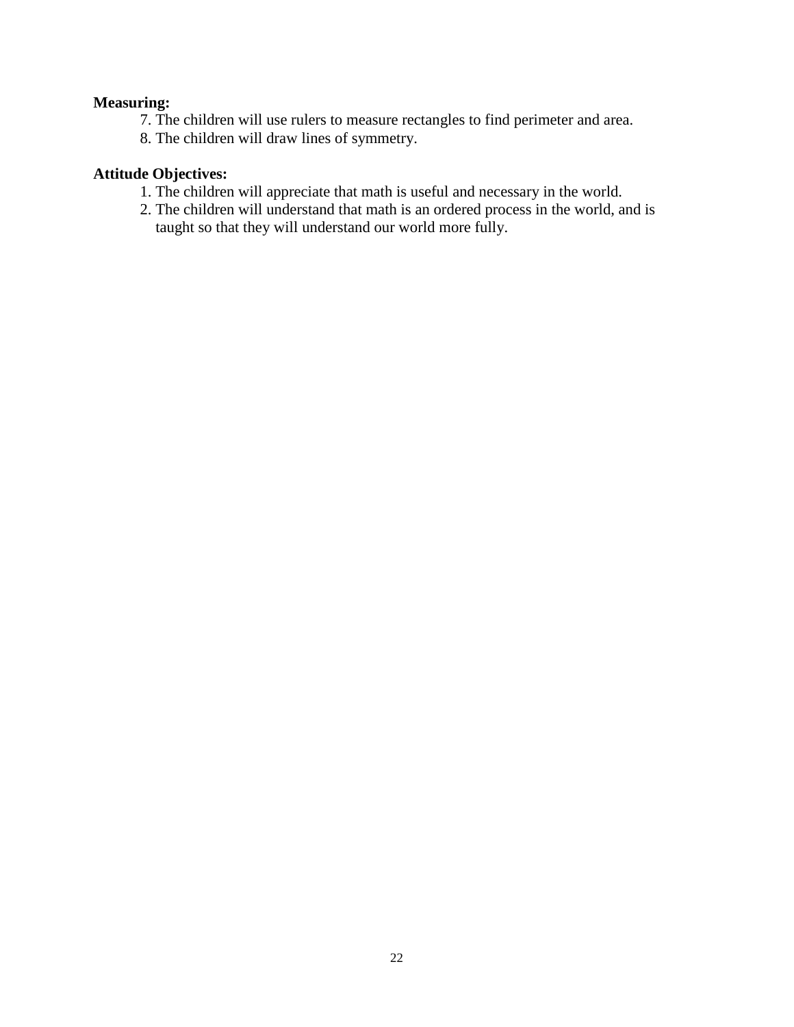**Measuring:**

7. The children will use rulers to measure rectangles to find perimeter and area.
8. The children will draw lines of symmetry.

**Attitude Objectives:**

1. The children will appreciate that math is useful and necessary in the world.
2. The children will understand that math is an ordered process in the world, and is taught so that they will understand our world more fully.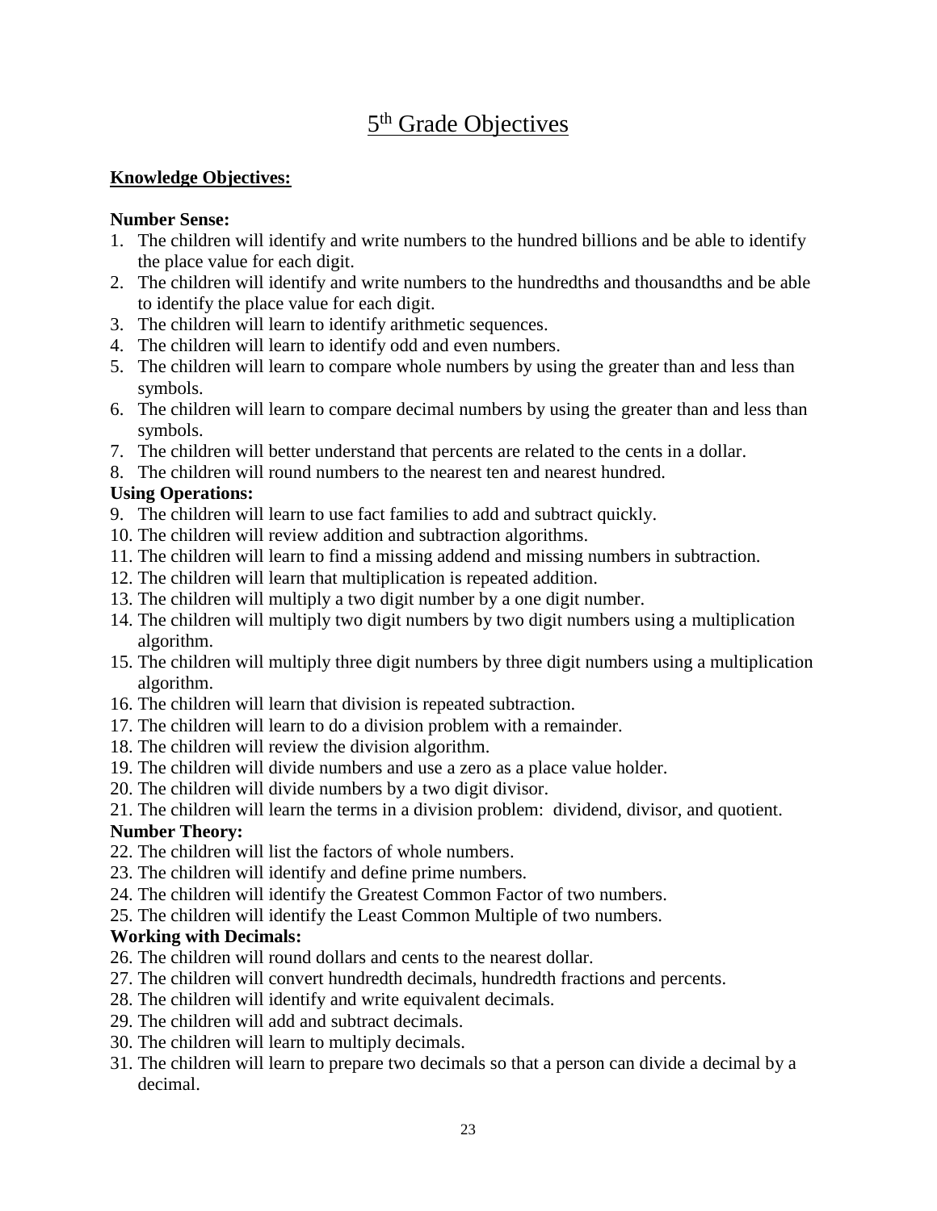# 5th Grade Objectives

**Knowledge Objectives:**

**Number Sense:**

1. The children will identify and write numbers to the hundred billions and be able to identify the place value for each digit.
2. The children will identify and write numbers to the hundredths and thousandths and be able to identify the place value for each digit.
3. The children will learn to identify arithmetic sequences.
4. The children will learn to identify odd and even numbers.
5. The children will learn to compare whole numbers by using the greater than and less than symbols.
6. The children will learn to compare decimal numbers by using the greater than and less than symbols.
7. The children will better understand that percents are related to the cents in a dollar.
8. The children will round numbers to the nearest ten and nearest hundred.

**Using Operations:**

9. The children will learn to use fact families to add and subtract quickly.
10. The children will review addition and subtraction algorithms.
11. The children will learn to find a missing addend and missing numbers in subtraction.
12. The children will learn that multiplication is repeated addition.
13. The children will multiply a two digit number by a one digit number.
14. The children will multiply two digit numbers by two digit numbers using a multiplication algorithm.
15. The children will multiply three digit numbers by three digit numbers using a multiplication algorithm.
16. The children will learn that division is repeated subtraction.
17. The children will learn to do a division problem with a remainder.
18. The children will review the division algorithm.
19. The children will divide numbers and use a zero as a place value holder.
20. The children will divide numbers by a two digit divisor.
21. The children will learn the terms in a division problem: dividend, divisor, and quotient.

**Number Theory:**

22. The children will list the factors of whole numbers.
23. The children will identify and define prime numbers.
24. The children will identify the Greatest Common Factor of two numbers.
25. The children will identify the Least Common Multiple of two numbers.

**Working with Decimals:**

26. The children will round dollars and cents to the nearest dollar.
27. The children will convert hundredth decimals, hundredth fractions and percents.
28. The children will identify and write equivalent decimals.
29. The children will add and subtract decimals.
30. The children will learn to multiply decimals.
31. The children will learn to prepare two decimals so that a person can divide a decimal by a decimal.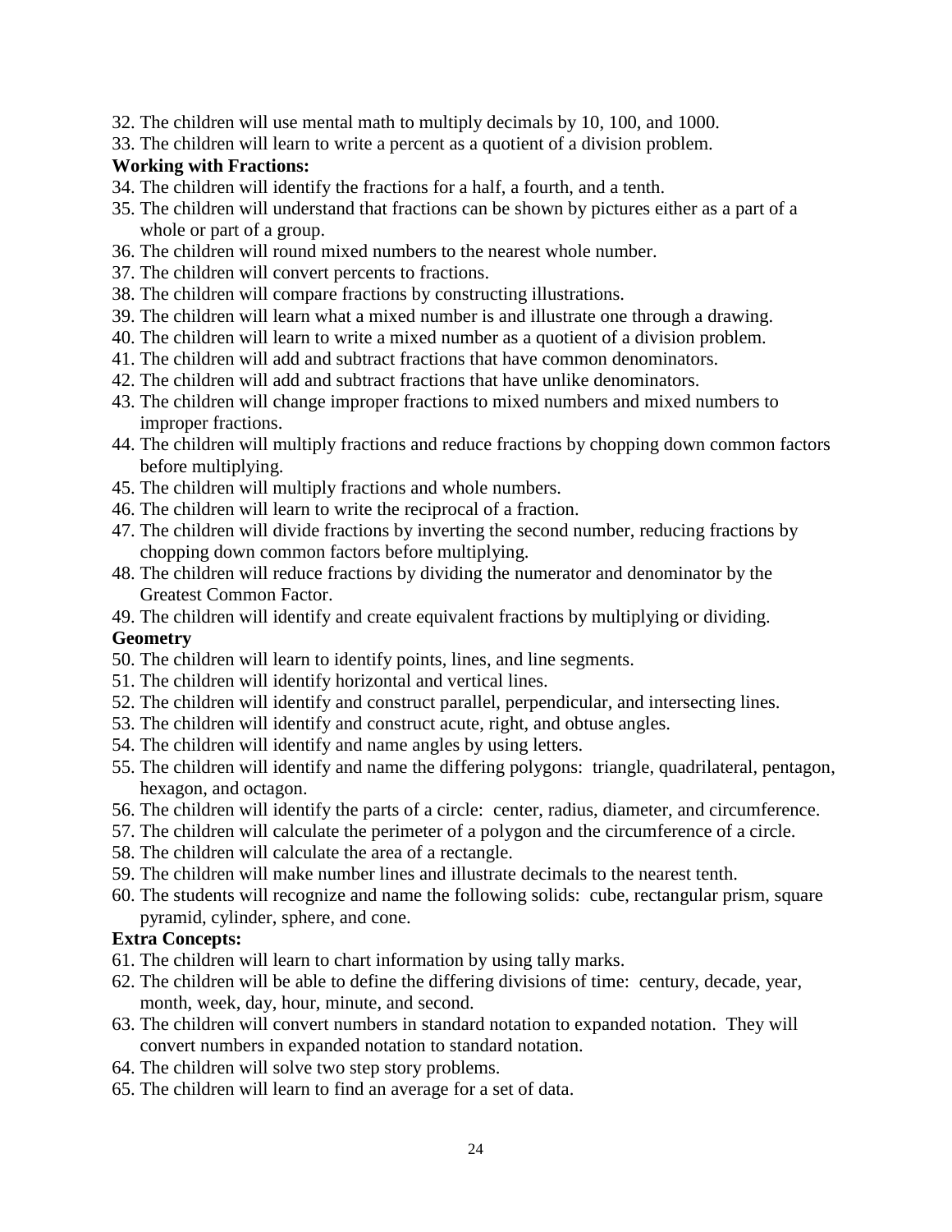32. The children will use mental math to multiply decimals by 10, 100, and 1000.
33. The children will learn to write a percent as a quotient of a division problem.

**Working with Fractions:**

34. The children will identify the fractions for a half, a fourth, and a tenth.
35. The children will understand that fractions can be shown by pictures either as a part of a whole or part of a group.
36. The children will round mixed numbers to the nearest whole number.
37. The children will convert percents to fractions.
38. The children will compare fractions by constructing illustrations.
39. The children will learn what a mixed number is and illustrate one through a drawing.
40. The children will learn to write a mixed number as a quotient of a division problem.
41. The children will add and subtract fractions that have common denominators.
42. The children will add and subtract fractions that have unlike denominators.
43. The children will change improper fractions to mixed numbers and mixed numbers to improper fractions.
44. The children will multiply fractions and reduce fractions by chopping down common factors before multiplying.
45. The children will multiply fractions and whole numbers.
46. The children will learn to write the reciprocal of a fraction.
47. The children will divide fractions by inverting the second number, reducing fractions by chopping down common factors before multiplying.
48. The children will reduce fractions by dividing the numerator and denominator by the Greatest Common Factor.
49. The children will identify and create equivalent fractions by multiplying or dividing.

**Geometry**

50. The children will learn to identify points, lines, and line segments.
51. The children will identify horizontal and vertical lines.
52. The children will identify and construct parallel, perpendicular, and intersecting lines.
53. The children will identify and construct acute, right, and obtuse angles.
54. The children will identify and name angles by using letters.
55. The children will identify and name the differing polygons: triangle, quadrilateral, pentagon, hexagon, and octagon.
56. The children will identify the parts of a circle: center, radius, diameter, and circumference.
57. The children will calculate the perimeter of a polygon and the circumference of a circle.
58. The children will calculate the area of a rectangle.
59. The children will make number lines and illustrate decimals to the nearest tenth.
60. The students will recognize and name the following solids: cube, rectangular prism, square pyramid, cylinder, sphere, and cone.

**Extra Concepts:**

61. The children will learn to chart information by using tally marks.
62. The children will be able to define the differing divisions of time: century, decade, year, month, week, day, hour, minute, and second.
63. The children will convert numbers in standard notation to expanded notation. They will convert numbers in expanded notation to standard notation.
64. The children will solve two step story problems.
65. The children will learn to find an average for a set of data.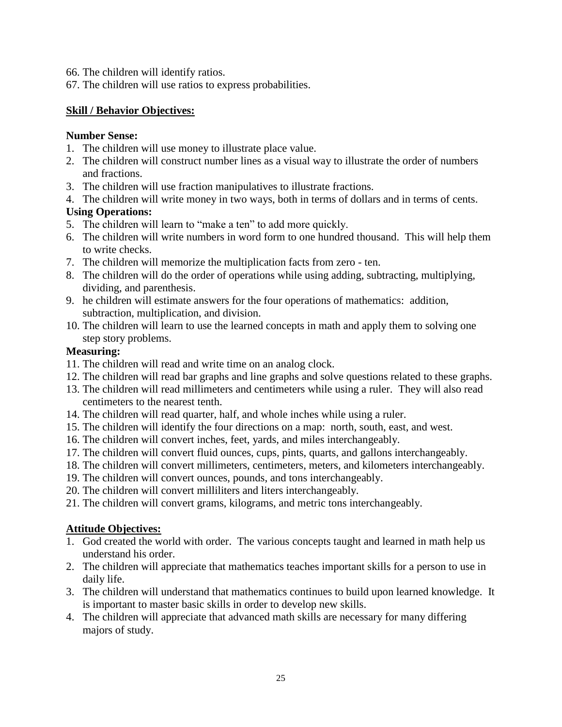66. The children will identify ratios.
67. The children will use ratios to express probabilities.

**Skill / Behavior Objectives:**

**Number Sense:**

1. The children will use money to illustrate place value.
2. The children will construct number lines as a visual way to illustrate the order of numbers and fractions.
3. The children will use fraction manipulatives to illustrate fractions.
4. The children will write money in two ways, both in terms of dollars and in terms of cents.

**Using Operations:**

5. The children will learn to "make a ten" to add more quickly.
6. The children will write numbers in word form to one hundred thousand. This will help them to write checks.
7. The children will memorize the multiplication facts from zero - ten.
8. The children will do the order of operations while using adding, subtracting, multiplying, dividing, and parenthesis.
9. he children will estimate answers for the four operations of mathematics: addition, subtraction, multiplication, and division.
10. The children will learn to use the learned concepts in math and apply them to solving one step story problems.

**Measuring:**

11. The children will read and write time on an analog clock.
12. The children will read bar graphs and line graphs and solve questions related to these graphs.
13. The children will read millimeters and centimeters while using a ruler. They will also read centimeters to the nearest tenth.
14. The children will read quarter, half, and whole inches while using a ruler.
15. The children will identify the four directions on a map: north, south, east, and west.
16. The children will convert inches, feet, yards, and miles interchangeably.
17. The children will convert fluid ounces, cups, pints, quarts, and gallons interchangeably.
18. The children will convert millimeters, centimeters, meters, and kilometers interchangeably.
19. The children will convert ounces, pounds, and tons interchangeably.
20. The children will convert milliliters and liters interchangeably.
21. The children will convert grams, kilograms, and metric tons interchangeably.

**Attitude Objectives:**

1. God created the world with order. The various concepts taught and learned in math help us understand his order.
2. The children will appreciate that mathematics teaches important skills for a person to use in daily life.
3. The children will understand that mathematics continues to build upon learned knowledge. It is important to master basic skills in order to develop new skills.
4. The children will appreciate that advanced math skills are necessary for many differing majors of study.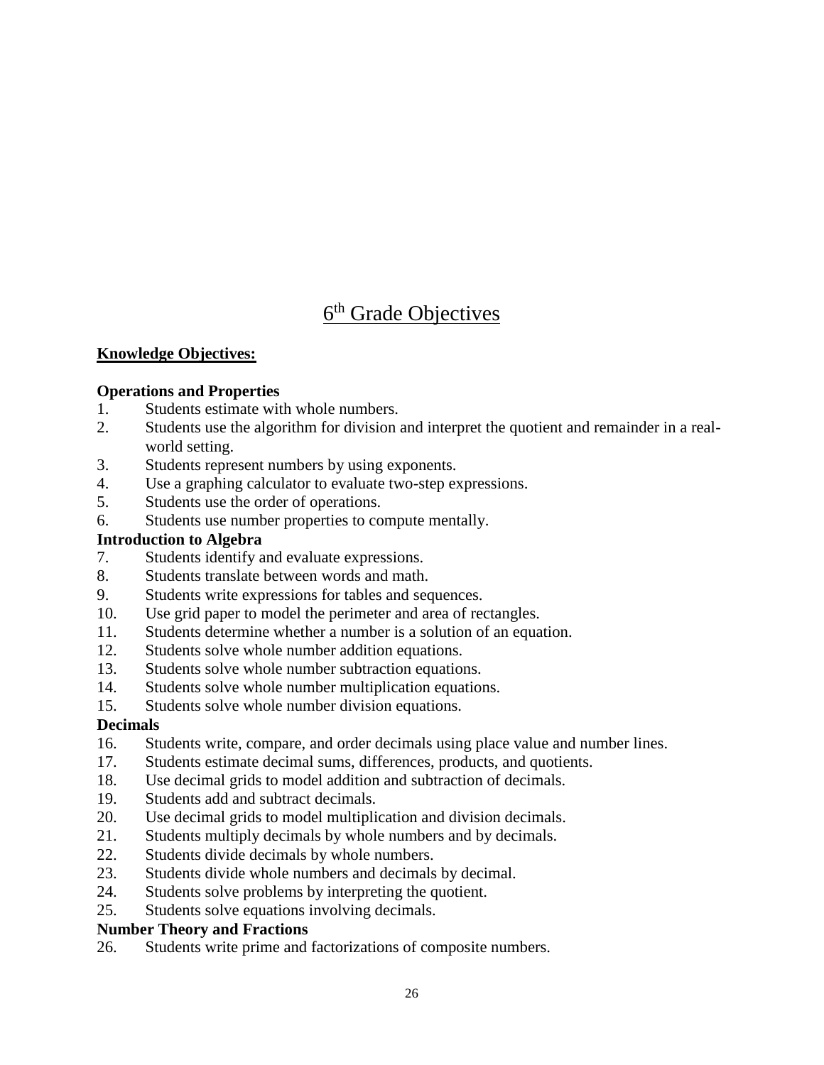# 6th Grade Objectives

**Knowledge Objectives:**

**Operations and Properties**

1. Students estimate with whole numbers.
2. Students use the algorithm for division and interpret the quotient and remainder in a real-world setting.
3. Students represent numbers by using exponents.
4. Use a graphing calculator to evaluate two-step expressions.
5. Students use the order of operations.
6. Students use number properties to compute mentally.

**Introduction to Algebra**

7. Students identify and evaluate expressions.
8. Students translate between words and math.
9. Students write expressions for tables and sequences.
10. Use grid paper to model the perimeter and area of rectangles.
11. Students determine whether a number is a solution of an equation.
12. Students solve whole number addition equations.
13. Students solve whole number subtraction equations.
14. Students solve whole number multiplication equations.
15. Students solve whole number division equations.

**Decimals**

16. Students write, compare, and order decimals using place value and number lines.
17. Students estimate decimal sums, differences, products, and quotients.
18. Use decimal grids to model addition and subtraction of decimals.
19. Students add and subtract decimals.
20. Use decimal grids to model multiplication and division decimals.
21. Students multiply decimals by whole numbers and by decimals.
22. Students divide decimals by whole numbers.
23. Students divide whole numbers and decimals by decimal.
24. Students solve problems by interpreting the quotient.
25. Students solve equations involving decimals.

**Number Theory and Fractions**

26. Students write prime and factorizations of composite numbers.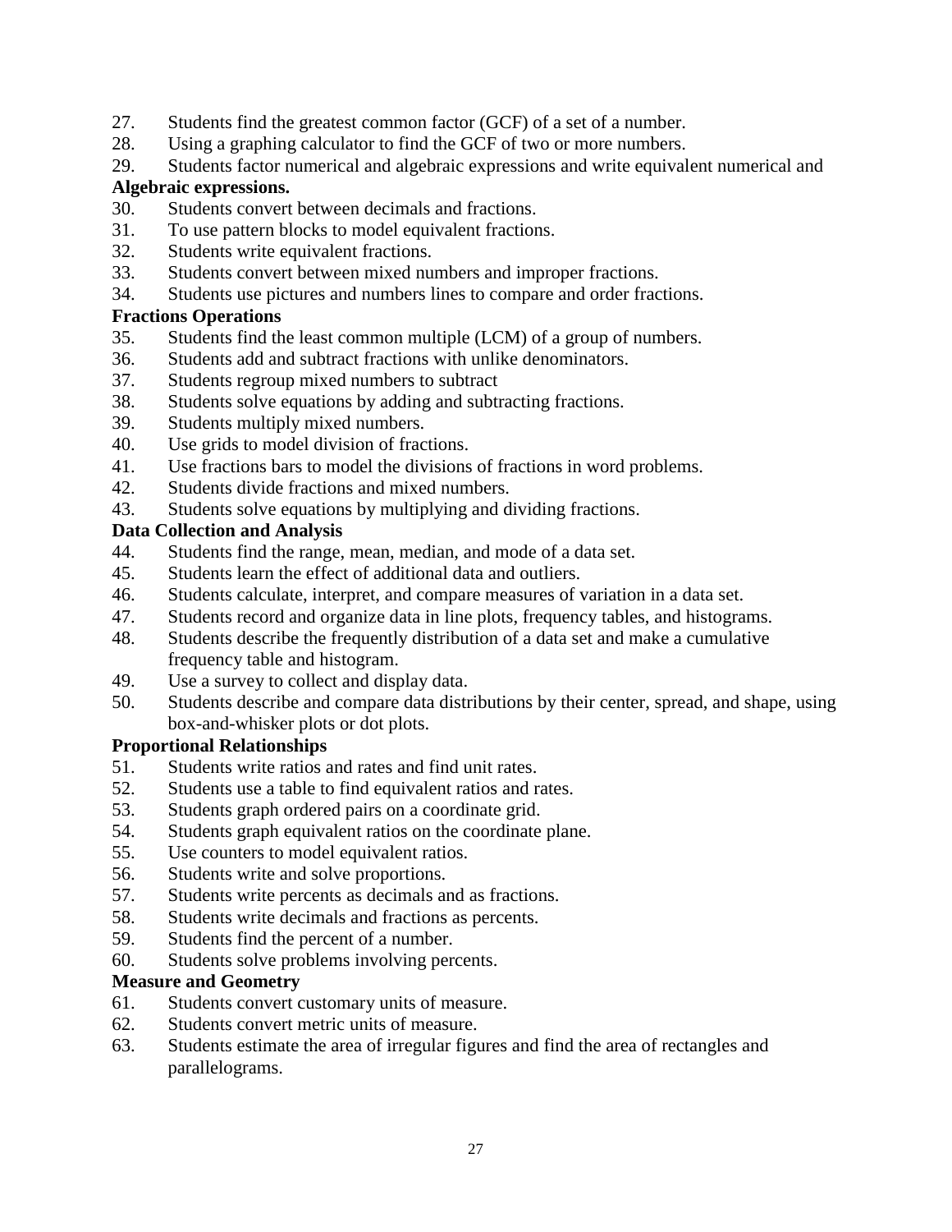27. Students find the greatest common factor (GCF) of a set of a number.
28. Using a graphing calculator to find the GCF of two or more numbers.
29. Students factor numerical and algebraic expressions and write equivalent numerical and

**Algebraic expressions.**

30. Students convert between decimals and fractions.
31. To use pattern blocks to model equivalent fractions.
32. Students write equivalent fractions.
33. Students convert between mixed numbers and improper fractions.
34. Students use pictures and numbers lines to compare and order fractions.

**Fractions Operations**

35. Students find the least common multiple (LCM) of a group of numbers.
36. Students add and subtract fractions with unlike denominators.
37. Students regroup mixed numbers to subtract
38. Students solve equations by adding and subtracting fractions.
39. Students multiply mixed numbers.
40. Use grids to model division of fractions.
41. Use fractions bars to model the divisions of fractions in word problems.
42. Students divide fractions and mixed numbers.
43. Students solve equations by multiplying and dividing fractions.

**Data Collection and Analysis**

44. Students find the range, mean, median, and mode of a data set.
45. Students learn the effect of additional data and outliers.
46. Students calculate, interpret, and compare measures of variation in a data set.
47. Students record and organize data in line plots, frequency tables, and histograms.
48. Students describe the frequently distribution of a data set and make a cumulative frequency table and histogram.
49. Use a survey to collect and display data.
50. Students describe and compare data distributions by their center, spread, and shape, using box-and-whisker plots or dot plots.

**Proportional Relationships**

51. Students write ratios and rates and find unit rates.
52. Students use a table to find equivalent ratios and rates.
53. Students graph ordered pairs on a coordinate grid.
54. Students graph equivalent ratios on the coordinate plane.
55. Use counters to model equivalent ratios.
56. Students write and solve proportions.
57. Students write percents as decimals and as fractions.
58. Students write decimals and fractions as percents.
59. Students find the percent of a number.
60. Students solve problems involving percents.

**Measure and Geometry**

61. Students convert customary units of measure.
62. Students convert metric units of measure.
63. Students estimate the area of irregular figures and find the area of rectangles and parallelograms.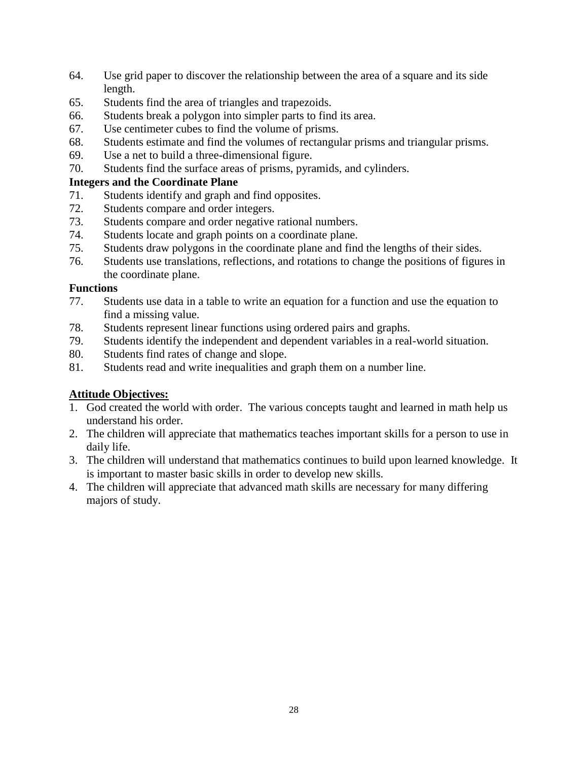64. Use grid paper to discover the relationship between the area of a square and its side length.
65. Students find the area of triangles and trapezoids.
66. Students break a polygon into simpler parts to find its area.
67. Use centimeter cubes to find the volume of prisms.
68. Students estimate and find the volumes of rectangular prisms and triangular prisms.
69. Use a net to build a three-dimensional figure.
70. Students find the surface areas of prisms, pyramids, and cylinders.

**Integers and the Coordinate Plane**

71. Students identify and graph and find opposites.
72. Students compare and order integers.
73. Students compare and order negative rational numbers.
74. Students locate and graph points on a coordinate plane.
75. Students draw polygons in the coordinate plane and find the lengths of their sides.
76. Students use translations, reflections, and rotations to change the positions of figures in the coordinate plane.

**Functions**

77. Students use data in a table to write an equation for a function and use the equation to find a missing value.
78. Students represent linear functions using ordered pairs and graphs.
79. Students identify the independent and dependent variables in a real-world situation.
80. Students find rates of change and slope.
81. Students read and write inequalities and graph them on a number line.

**<u>Attitude Objectives:</u>**

1. God created the world with order. The various concepts taught and learned in math help us understand his order.
2. The children will appreciate that mathematics teaches important skills for a person to use in daily life.
3. The children will understand that mathematics continues to build upon learned knowledge. It is important to master basic skills in order to develop new skills.
4. The children will appreciate that advanced math skills are necessary for many differing majors of study.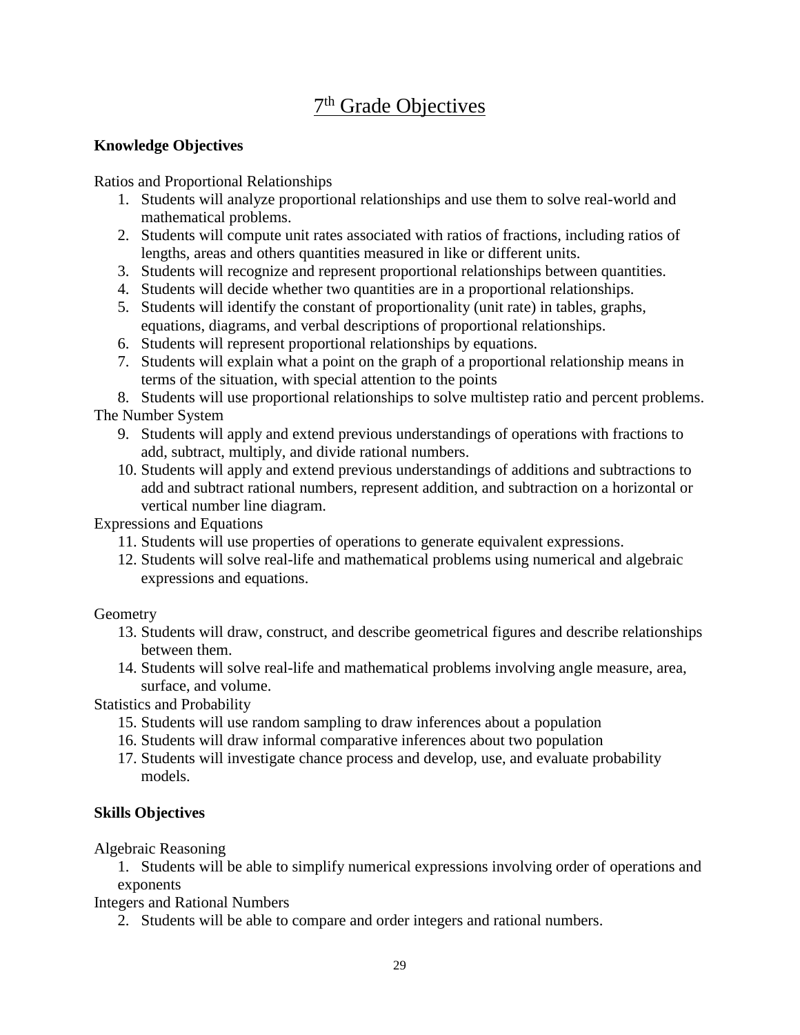# 7th Grade Objectives

**Knowledge Objectives**

Ratios and Proportional Relationships

1. Students will analyze proportional relationships and use them to solve real-world and mathematical problems.
2. Students will compute unit rates associated with ratios of fractions, including ratios of lengths, areas and others quantities measured in like or different units.
3. Students will recognize and represent proportional relationships between quantities.
4. Students will decide whether two quantities are in a proportional relationships.
5. Students will identify the constant of proportionality (unit rate) in tables, graphs, equations, diagrams, and verbal descriptions of proportional relationships.
6. Students will represent proportional relationships by equations.
7. Students will explain what a point on the graph of a proportional relationship means in terms of the situation, with special attention to the points
8. Students will use proportional relationships to solve multistep ratio and percent problems.

The Number System

9. Students will apply and extend previous understandings of operations with fractions to add, subtract, multiply, and divide rational numbers.
10. Students will apply and extend previous understandings of additions and subtractions to add and subtract rational numbers, represent addition, and subtraction on a horizontal or vertical number line diagram.

Expressions and Equations

11. Students will use properties of operations to generate equivalent expressions.
12. Students will solve real-life and mathematical problems using numerical and algebraic expressions and equations.

Geometry

13. Students will draw, construct, and describe geometrical figures and describe relationships between them.
14. Students will solve real-life and mathematical problems involving angle measure, area, surface, and volume.

Statistics and Probability

15. Students will use random sampling to draw inferences about a population
16. Students will draw informal comparative inferences about two population
17. Students will investigate chance process and develop, use, and evaluate probability models.

**Skills Objectives**

Algebraic Reasoning

1. Students will be able to simplify numerical expressions involving order of operations and exponents

Integers and Rational Numbers

2. Students will be able to compare and order integers and rational numbers.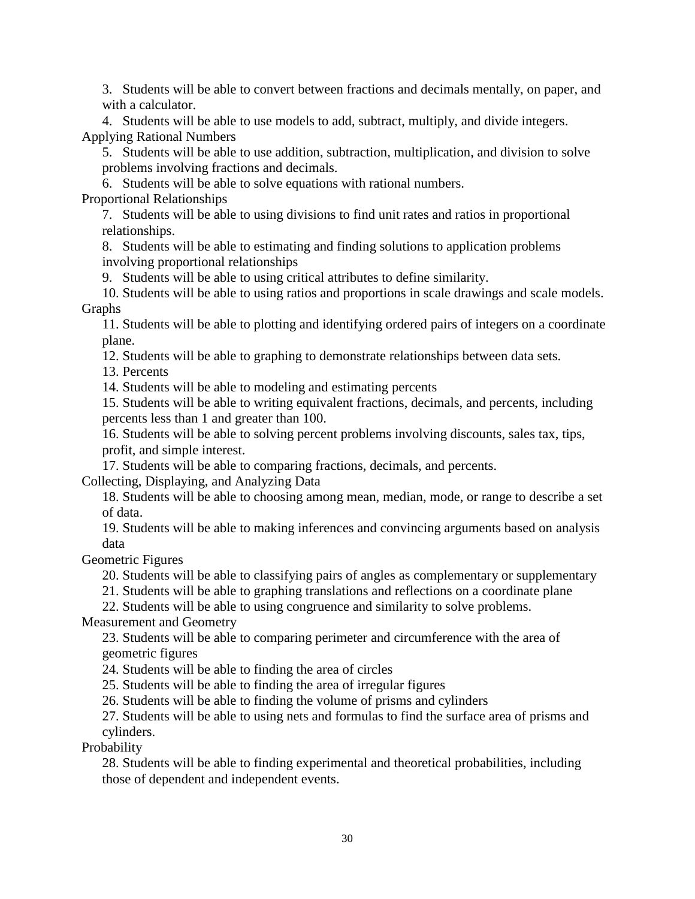3. Students will be able to convert between fractions and decimals mentally, on paper, and with a calculator.

4. Students will be able to use models to add, subtract, multiply, and divide integers.

Applying Rational Numbers

5. Students will be able to use addition, subtraction, multiplication, and division to solve problems involving fractions and decimals.

6. Students will be able to solve equations with rational numbers.

Proportional Relationships

7. Students will be able to using divisions to find unit rates and ratios in proportional relationships.

8. Students will be able to estimating and finding solutions to application problems involving proportional relationships

9. Students will be able to using critical attributes to define similarity.

10. Students will be able to using ratios and proportions in scale drawings and scale models.

Graphs

11. Students will be able to plotting and identifying ordered pairs of integers on a coordinate plane.

12. Students will be able to graphing to demonstrate relationships between data sets.

13. Percents

14. Students will be able to modeling and estimating percents

15. Students will be able to writing equivalent fractions, decimals, and percents, including percents less than 1 and greater than 100.

16. Students will be able to solving percent problems involving discounts, sales tax, tips, profit, and simple interest.

17. Students will be able to comparing fractions, decimals, and percents.

Collecting, Displaying, and Analyzing Data

18. Students will be able to choosing among mean, median, mode, or range to describe a set of data.

19. Students will be able to making inferences and convincing arguments based on analysis data

Geometric Figures

20. Students will be able to classifying pairs of angles as complementary or supplementary

21. Students will be able to graphing translations and reflections on a coordinate plane

22. Students will be able to using congruence and similarity to solve problems.

Measurement and Geometry

23. Students will be able to comparing perimeter and circumference with the area of geometric figures

24. Students will be able to finding the area of circles

25. Students will be able to finding the area of irregular figures

26. Students will be able to finding the volume of prisms and cylinders

27. Students will be able to using nets and formulas to find the surface area of prisms and cylinders.

Probability

28. Students will be able to finding experimental and theoretical probabilities, including those of dependent and independent events.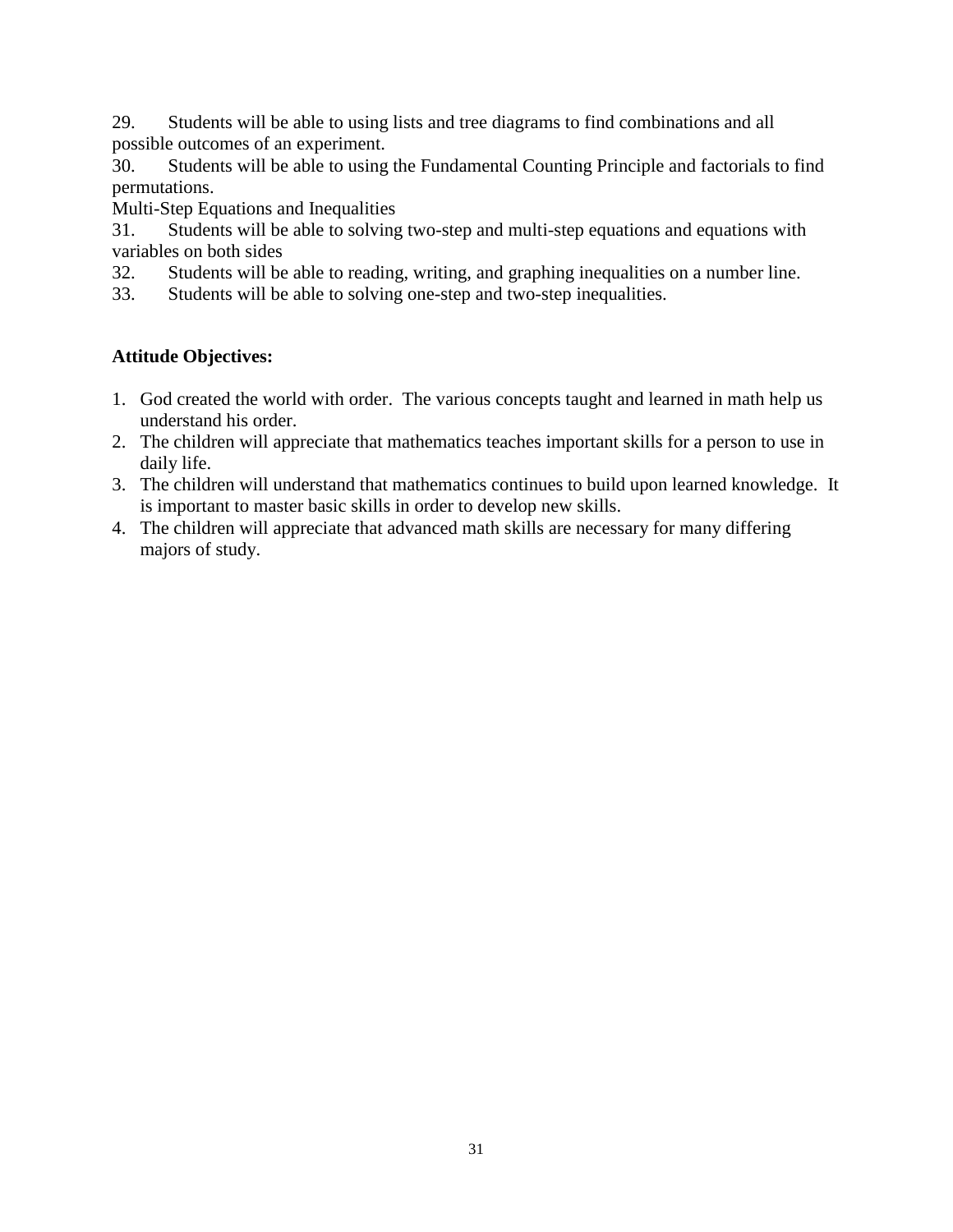29. Students will be able to using lists and tree diagrams to find combinations and all possible outcomes of an experiment.
30. Students will be able to using the Fundamental Counting Principle and factorials to find permutations.

Multi-Step Equations and Inequalities

31. Students will be able to solving two-step and multi-step equations and equations with variables on both sides
32. Students will be able to reading, writing, and graphing inequalities on a number line.
33. Students will be able to solving one-step and two-step inequalities.

**Attitude Objectives:**

1. God created the world with order. The various concepts taught and learned in math help us understand his order.
2. The children will appreciate that mathematics teaches important skills for a person to use in daily life.
3. The children will understand that mathematics continues to build upon learned knowledge. It is important to master basic skills in order to develop new skills.
4. The children will appreciate that advanced math skills are necessary for many differing majors of study.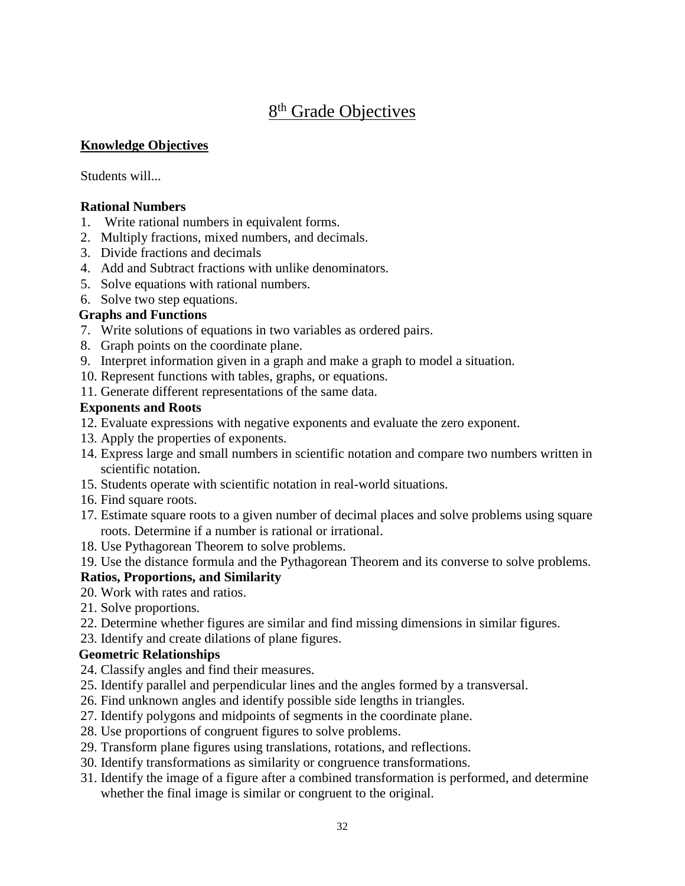# $8^{th}$ Grade Objectives

**Knowledge Objectives**

Students will...

**Rational Numbers**

1. Write rational numbers in equivalent forms.
2. Multiply fractions, mixed numbers, and decimals.
3. Divide fractions and decimals
4. Add and Subtract fractions with unlike denominators.
5. Solve equations with rational numbers.
6. Solve two step equations.

**Graphs and Functions**

7. Write solutions of equations in two variables as ordered pairs.
8. Graph points on the coordinate plane.
9. Interpret information given in a graph and make a graph to model a situation.
10. Represent functions with tables, graphs, or equations.
11. Generate different representations of the same data.

**Exponents and Roots**

12. Evaluate expressions with negative exponents and evaluate the zero exponent.
13. Apply the properties of exponents.
14. Express large and small numbers in scientific notation and compare two numbers written in scientific notation.
15. Students operate with scientific notation in real-world situations.
16. Find square roots.
17. Estimate square roots to a given number of decimal places and solve problems using square roots. Determine if a number is rational or irrational.
18. Use Pythagorean Theorem to solve problems.
19. Use the distance formula and the Pythagorean Theorem and its converse to solve problems.

**Ratios, Proportions, and Similarity**

20. Work with rates and ratios.
21. Solve proportions.
22. Determine whether figures are similar and find missing dimensions in similar figures.
23. Identify and create dilations of plane figures.

**Geometric Relationships**

24. Classify angles and find their measures.
25. Identify parallel and perpendicular lines and the angles formed by a transversal.
26. Find unknown angles and identify possible side lengths in triangles.
27. Identify polygons and midpoints of segments in the coordinate plane.
28. Use proportions of congruent figures to solve problems.
29. Transform plane figures using translations, rotations, and reflections.
30. Identify transformations as similarity or congruence transformations.
31. Identify the image of a figure after a combined transformation is performed, and determine whether the final image is similar or congruent to the original.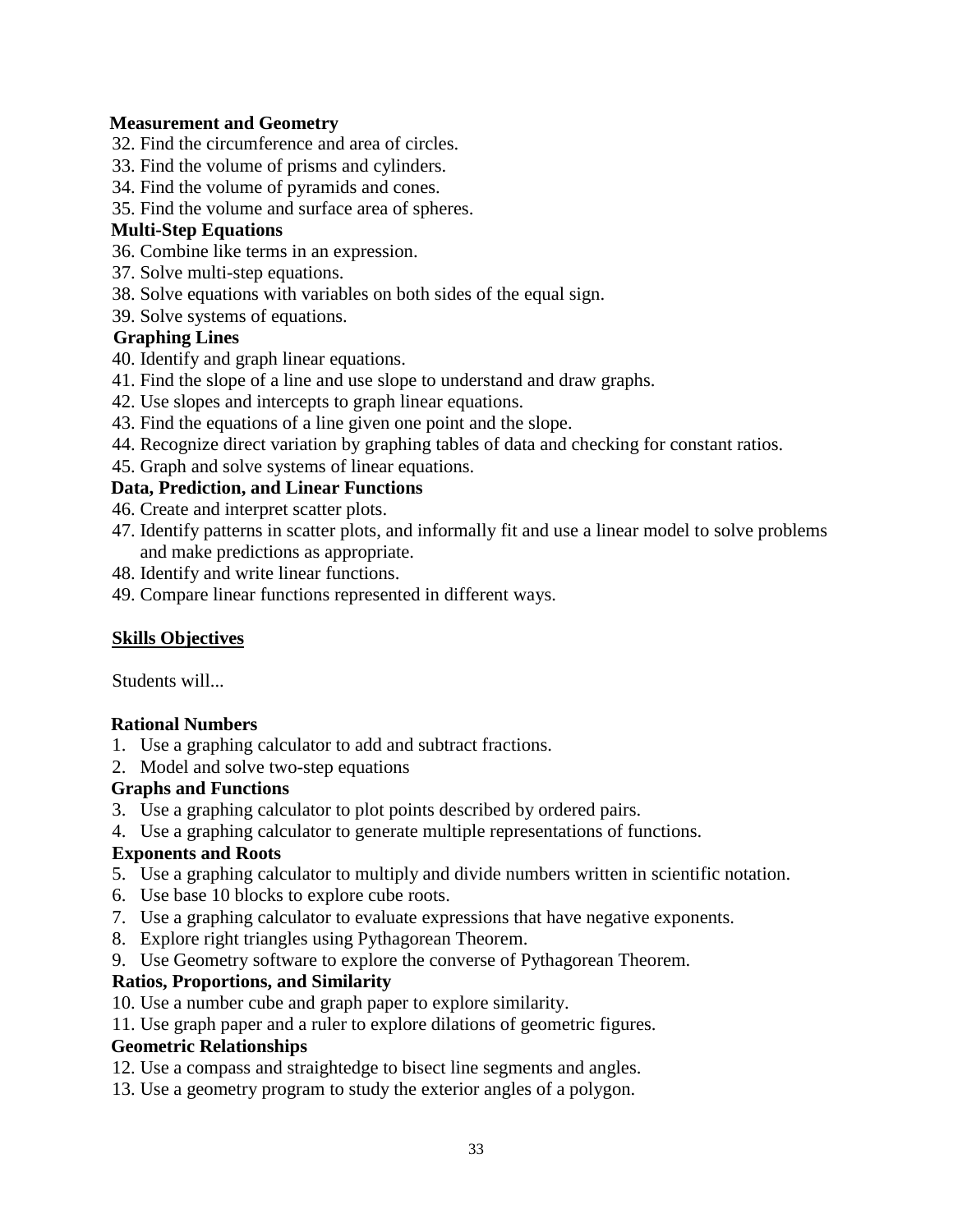**Measurement and Geometry**

32. Find the circumference and area of circles.
33. Find the volume of prisms and cylinders.
34. Find the volume of pyramids and cones.
35. Find the volume and surface area of spheres.

**Multi-Step Equations**

36. Combine like terms in an expression.
37. Solve multi-step equations.
38. Solve equations with variables on both sides of the equal sign.
39. Solve systems of equations.

**Graphing Lines**

40. Identify and graph linear equations.
41. Find the slope of a line and use slope to understand and draw graphs.
42. Use slopes and intercepts to graph linear equations.
43. Find the equations of a line given one point and the slope.
44. Recognize direct variation by graphing tables of data and checking for constant ratios.
45. Graph and solve systems of linear equations.

**Data, Prediction, and Linear Functions**

46. Create and interpret scatter plots.
47. Identify patterns in scatter plots, and informally fit and use a linear model to solve problems and make predictions as appropriate.
48. Identify and write linear functions.
49. Compare linear functions represented in different ways.

## Skills Objectives

Students will...

**Rational Numbers**

1. Use a graphing calculator to add and subtract fractions.
2. Model and solve two-step equations

**Graphs and Functions**

3. Use a graphing calculator to plot points described by ordered pairs.
4. Use a graphing calculator to generate multiple representations of functions.

**Exponents and Roots**

5. Use a graphing calculator to multiply and divide numbers written in scientific notation.
6. Use base 10 blocks to explore cube roots.
7. Use a graphing calculator to evaluate expressions that have negative exponents.
8. Explore right triangles using Pythagorean Theorem.
9. Use Geometry software to explore the converse of Pythagorean Theorem.

**Ratios, Proportions, and Similarity**

10. Use a number cube and graph paper to explore similarity.
11. Use graph paper and a ruler to explore dilations of geometric figures.

**Geometric Relationships**

12. Use a compass and straightedge to bisect line segments and angles.
13. Use a geometry program to study the exterior angles of a polygon.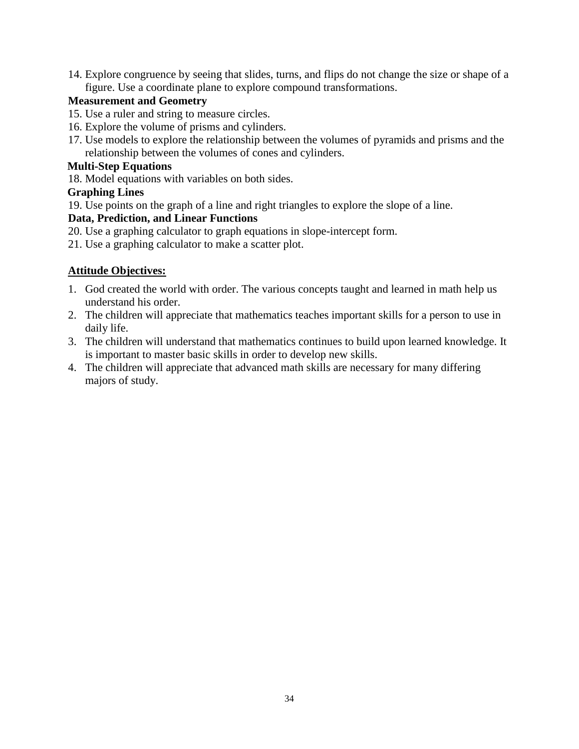14. Explore congruence by seeing that slides, turns, and flips do not change the size or shape of a figure. Use a coordinate plane to explore compound transformations.

**Measurement and Geometry**

15. Use a ruler and string to measure circles.
16. Explore the volume of prisms and cylinders.
17. Use models to explore the relationship between the volumes of pyramids and prisms and the relationship between the volumes of cones and cylinders.

**Multi-Step Equations**

18. Model equations with variables on both sides.

**Graphing Lines**

19. Use points on the graph of a line and right triangles to explore the slope of a line.

**Data, Prediction, and Linear Functions**

20. Use a graphing calculator to graph equations in slope-intercept form.
21. Use a graphing calculator to make a scatter plot.

**<u>Attitude Objectives:</u>**

1. God created the world with order. The various concepts taught and learned in math help us understand his order.
2. The children will appreciate that mathematics teaches important skills for a person to use in daily life.
3. The children will understand that mathematics continues to build upon learned knowledge. It is important to master basic skills in order to develop new skills.
4. The children will appreciate that advanced math skills are necessary for many differing majors of study.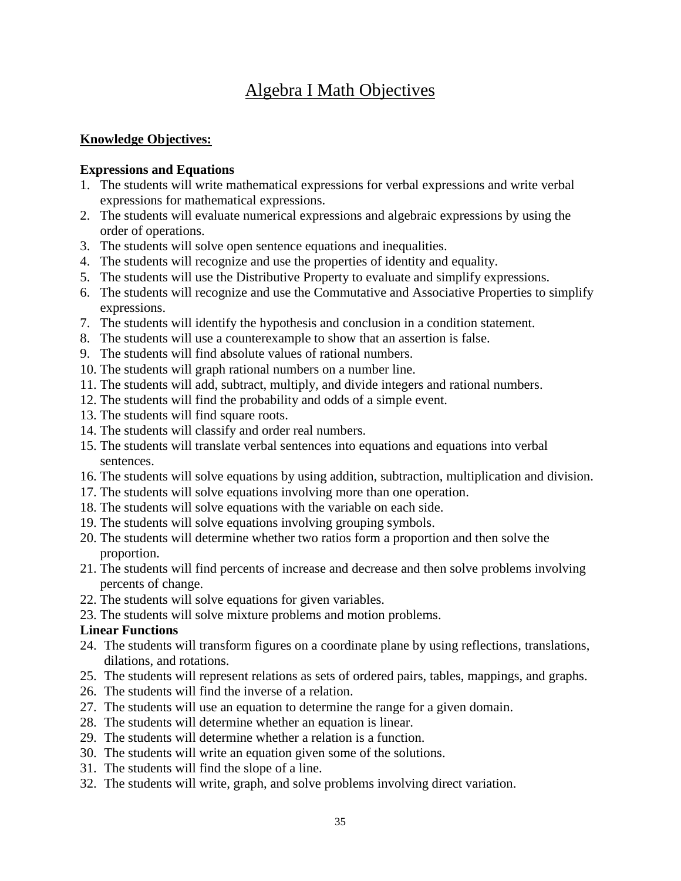# Algebra I Math Objectives

**Knowledge Objectives:**

**Expressions and Equations**

1. The students will write mathematical expressions for verbal expressions and write verbal expressions for mathematical expressions.
2. The students will evaluate numerical expressions and algebraic expressions by using the order of operations.
3. The students will solve open sentence equations and inequalities.
4. The students will recognize and use the properties of identity and equality.
5. The students will use the Distributive Property to evaluate and simplify expressions.
6. The students will recognize and use the Commutative and Associative Properties to simplify expressions.
7. The students will identify the hypothesis and conclusion in a condition statement.
8. The students will use a counterexample to show that an assertion is false.
9. The students will find absolute values of rational numbers.
10. The students will graph rational numbers on a number line.
11. The students will add, subtract, multiply, and divide integers and rational numbers.
12. The students will find the probability and odds of a simple event.
13. The students will find square roots.
14. The students will classify and order real numbers.
15. The students will translate verbal sentences into equations and equations into verbal sentences.
16. The students will solve equations by using addition, subtraction, multiplication and division.
17. The students will solve equations involving more than one operation.
18. The students will solve equations with the variable on each side.
19. The students will solve equations involving grouping symbols.
20. The students will determine whether two ratios form a proportion and then solve the proportion.
21. The students will find percents of increase and decrease and then solve problems involving percents of change.
22. The students will solve equations for given variables.
23. The students will solve mixture problems and motion problems.

**Linear Functions**

24. The students will transform figures on a coordinate plane by using reflections, translations, dilations, and rotations.
25. The students will represent relations as sets of ordered pairs, tables, mappings, and graphs.
26. The students will find the inverse of a relation.
27. The students will use an equation to determine the range for a given domain.
28. The students will determine whether an equation is linear.
29. The students will determine whether a relation is a function.
30. The students will write an equation given some of the solutions.
31. The students will find the slope of a line.
32. The students will write, graph, and solve problems involving direct variation.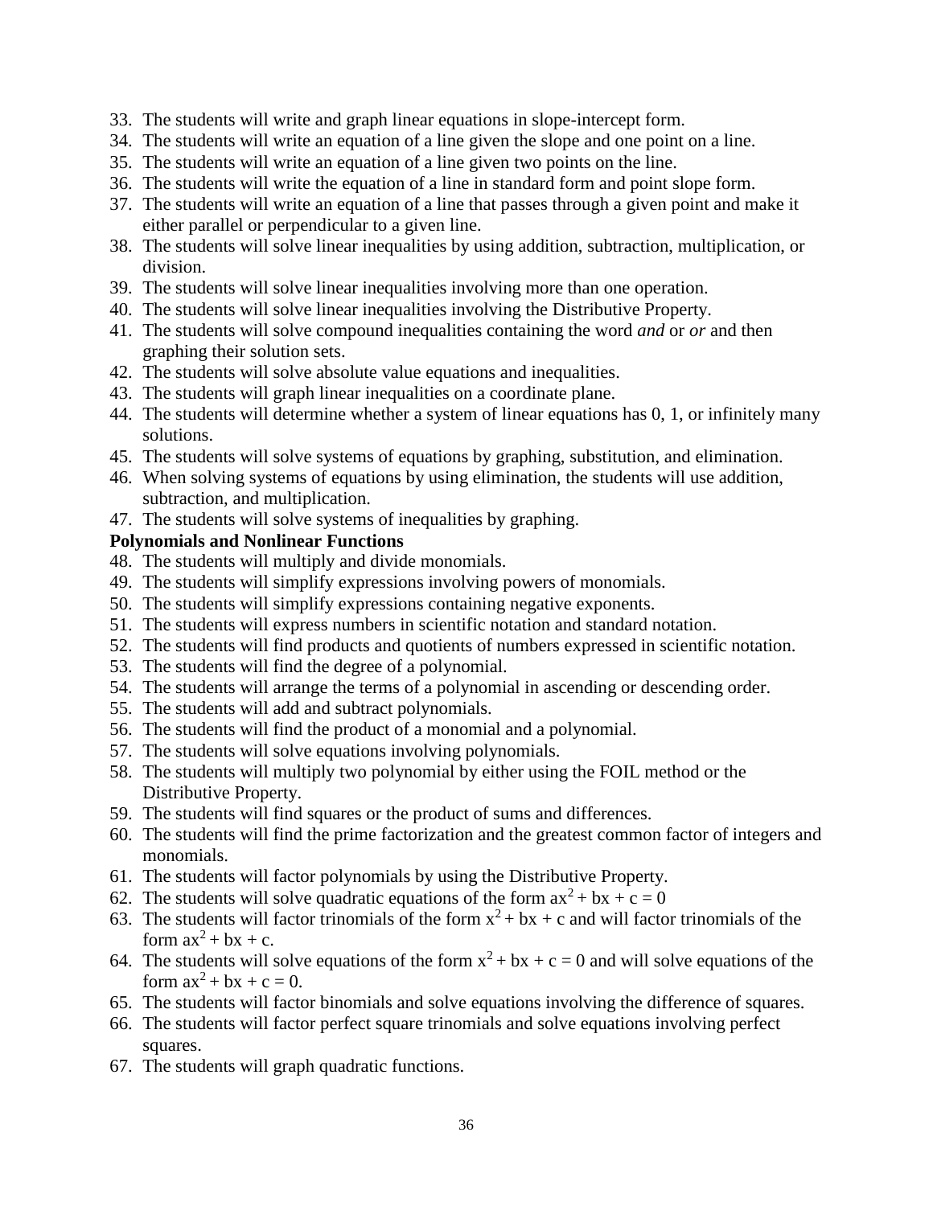33. The students will write and graph linear equations in slope-intercept form.
34. The students will write an equation of a line given the slope and one point on a line.
35. The students will write an equation of a line given two points on the line.
36. The students will write the equation of a line in standard form and point slope form.
37. The students will write an equation of a line that passes through a given point and make it either parallel or perpendicular to a given line.
38. The students will solve linear inequalities by using addition, subtraction, multiplication, or division.
39. The students will solve linear inequalities involving more than one operation.
40. The students will solve linear inequalities involving the Distributive Property.
41. The students will solve compound inequalities containing the word *and* or *or* and then graphing their solution sets.
42. The students will solve absolute value equations and inequalities.
43. The students will graph linear inequalities on a coordinate plane.
44. The students will determine whether a system of linear equations has 0, 1, or infinitely many solutions.
45. The students will solve systems of equations by graphing, substitution, and elimination.
46. When solving systems of equations by using elimination, the students will use addition, subtraction, and multiplication.
47. The students will solve systems of inequalities by graphing.

**Polynomials and Nonlinear Functions**

48. The students will multiply and divide monomials.
49. The students will simplify expressions involving powers of monomials.
50. The students will simplify expressions containing negative exponents.
51. The students will express numbers in scientific notation and standard notation.
52. The students will find products and quotients of numbers expressed in scientific notation.
53. The students will find the degree of a polynomial.
54. The students will arrange the terms of a polynomial in ascending or descending order.
55. The students will add and subtract polynomials.
56. The students will find the product of a monomial and a polynomial.
57. The students will solve equations involving polynomials.
58. The students will multiply two polynomial by either using the FOIL method or the Distributive Property.
59. The students will find squares or the product of sums and differences.
60. The students will find the prime factorization and the greatest common factor of integers and monomials.
61. The students will factor polynomials by using the Distributive Property.
62. The students will solve quadratic equations of the form $ax^2 + bx + c = 0$
63. The students will factor trinomials of the form $x^2 + bx + c$ and will factor trinomials of the form $ax^2 + bx + c$.
64. The students will solve equations of the form $x^2 + bx + c = 0$ and will solve equations of the form $ax^2 + bx + c = 0$.
65. The students will factor binomials and solve equations involving the difference of squares.
66. The students will factor perfect square trinomials and solve equations involving perfect squares.
67. The students will graph quadratic functions.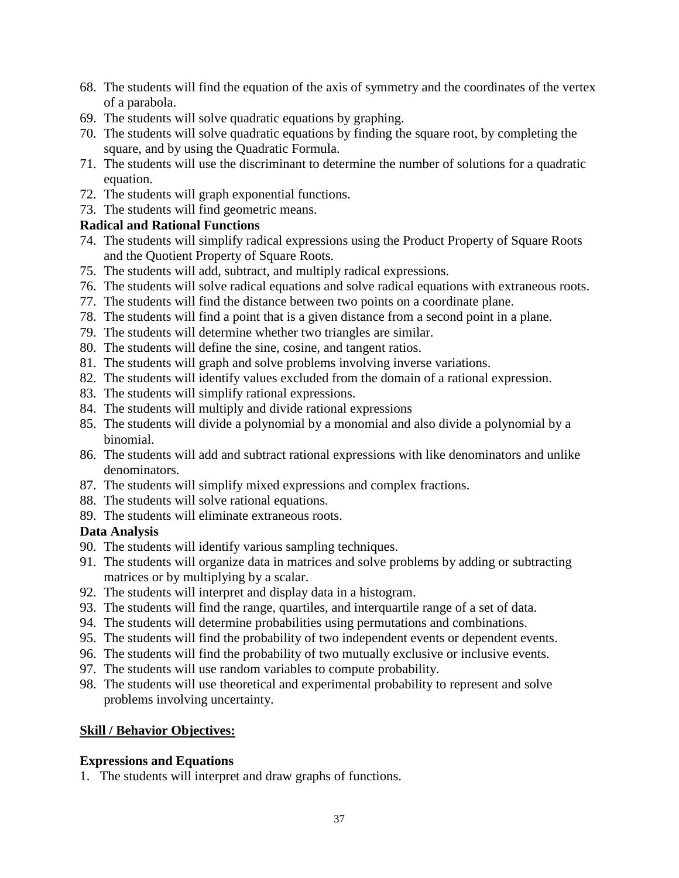68. The students will find the equation of the axis of symmetry and the coordinates of the vertex of a parabola.
69. The students will solve quadratic equations by graphing.
70. The students will solve quadratic equations by finding the square root, by completing the square, and by using the Quadratic Formula.
71. The students will use the discriminant to determine the number of solutions for a quadratic equation.
72. The students will graph exponential functions.
73. The students will find geometric means.

**Radical and Rational Functions**

74. The students will simplify radical expressions using the Product Property of Square Roots and the Quotient Property of Square Roots.
75. The students will add, subtract, and multiply radical expressions.
76. The students will solve radical equations and solve radical equations with extraneous roots.
77. The students will find the distance between two points on a coordinate plane.
78. The students will find a point that is a given distance from a second point in a plane.
79. The students will determine whether two triangles are similar.
80. The students will define the sine, cosine, and tangent ratios.
81. The students will graph and solve problems involving inverse variations.
82. The students will identify values excluded from the domain of a rational expression.
83. The students will simplify rational expressions.
84. The students will multiply and divide rational expressions
85. The students will divide a polynomial by a monomial and also divide a polynomial by a binomial.
86. The students will add and subtract rational expressions with like denominators and unlike denominators.
87. The students will simplify mixed expressions and complex fractions.
88. The students will solve rational equations.
89. The students will eliminate extraneous roots.

**Data Analysis**

90. The students will identify various sampling techniques.
91. The students will organize data in matrices and solve problems by adding or subtracting matrices or by multiplying by a scalar.
92. The students will interpret and display data in a histogram.
93. The students will find the range, quartiles, and interquartile range of a set of data.
94. The students will determine probabilities using permutations and combinations.
95. The students will find the probability of two independent events or dependent events.
96. The students will find the probability of two mutually exclusive or inclusive events.
97. The students will use random variables to compute probability.
98. The students will use theoretical and experimental probability to represent and solve problems involving uncertainty.

**<u>Skill / Behavior Objectives:</u>**

**Expressions and Equations**

1. The students will interpret and draw graphs of functions.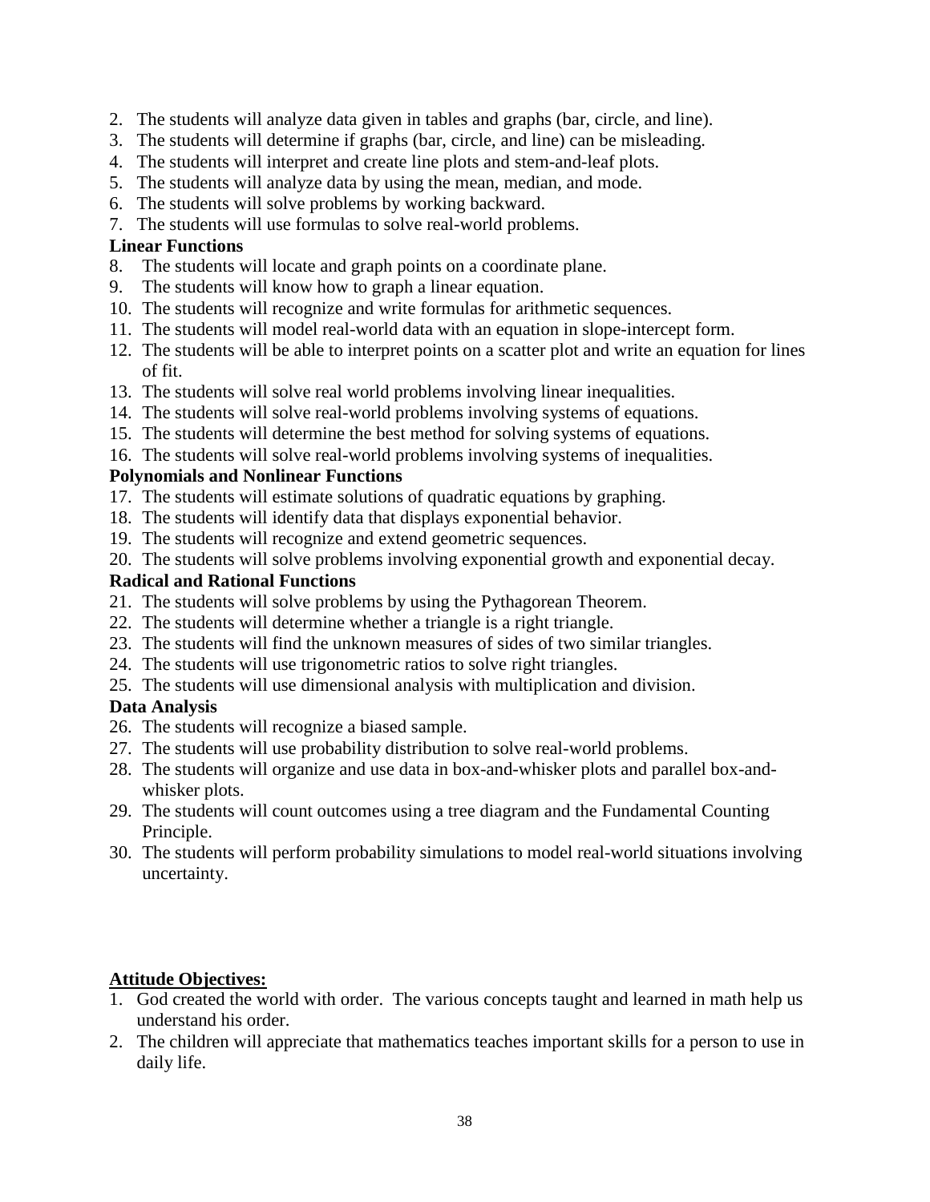2. The students will analyze data given in tables and graphs (bar, circle, and line).
3. The students will determine if graphs (bar, circle, and line) can be misleading.
4. The students will interpret and create line plots and stem-and-leaf plots.
5. The students will analyze data by using the mean, median, and mode.
6. The students will solve problems by working backward.
7. The students will use formulas to solve real-world problems.

**Linear Functions**

8. The students will locate and graph points on a coordinate plane.
9. The students will know how to graph a linear equation.
10. The students will recognize and write formulas for arithmetic sequences.
11. The students will model real-world data with an equation in slope-intercept form.
12. The students will be able to interpret points on a scatter plot and write an equation for lines of fit.
13. The students will solve real world problems involving linear inequalities.
14. The students will solve real-world problems involving systems of equations.
15. The students will determine the best method for solving systems of equations.
16. The students will solve real-world problems involving systems of inequalities.

**Polynomials and Nonlinear Functions**

17. The students will estimate solutions of quadratic equations by graphing.
18. The students will identify data that displays exponential behavior.
19. The students will recognize and extend geometric sequences.
20. The students will solve problems involving exponential growth and exponential decay.

**Radical and Rational Functions**

21. The students will solve problems by using the Pythagorean Theorem.
22. The students will determine whether a triangle is a right triangle.
23. The students will find the unknown measures of sides of two similar triangles.
24. The students will use trigonometric ratios to solve right triangles.
25. The students will use dimensional analysis with multiplication and division.

**Data Analysis**

26. The students will recognize a biased sample.
27. The students will use probability distribution to solve real-world problems.
28. The students will organize and use data in box-and-whisker plots and parallel box-and-whisker plots.
29. The students will count outcomes using a tree diagram and the Fundamental Counting Principle.
30. The students will perform probability simulations to model real-world situations involving uncertainty.

**Attitude Objectives:**

1. God created the world with order. The various concepts taught and learned in math help us understand his order.
2. The children will appreciate that mathematics teaches important skills for a person to use in daily life.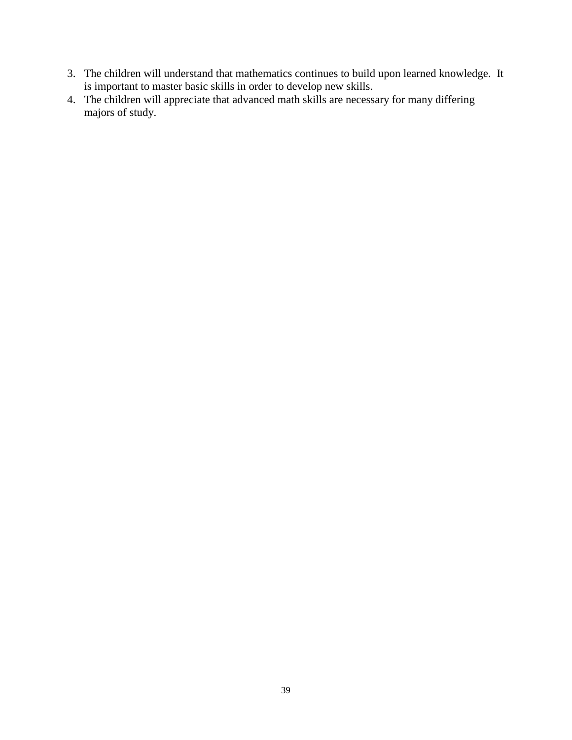3. The children will understand that mathematics continues to build upon learned knowledge. It is important to master basic skills in order to develop new skills.
4. The children will appreciate that advanced math skills are necessary for many differing majors of study.